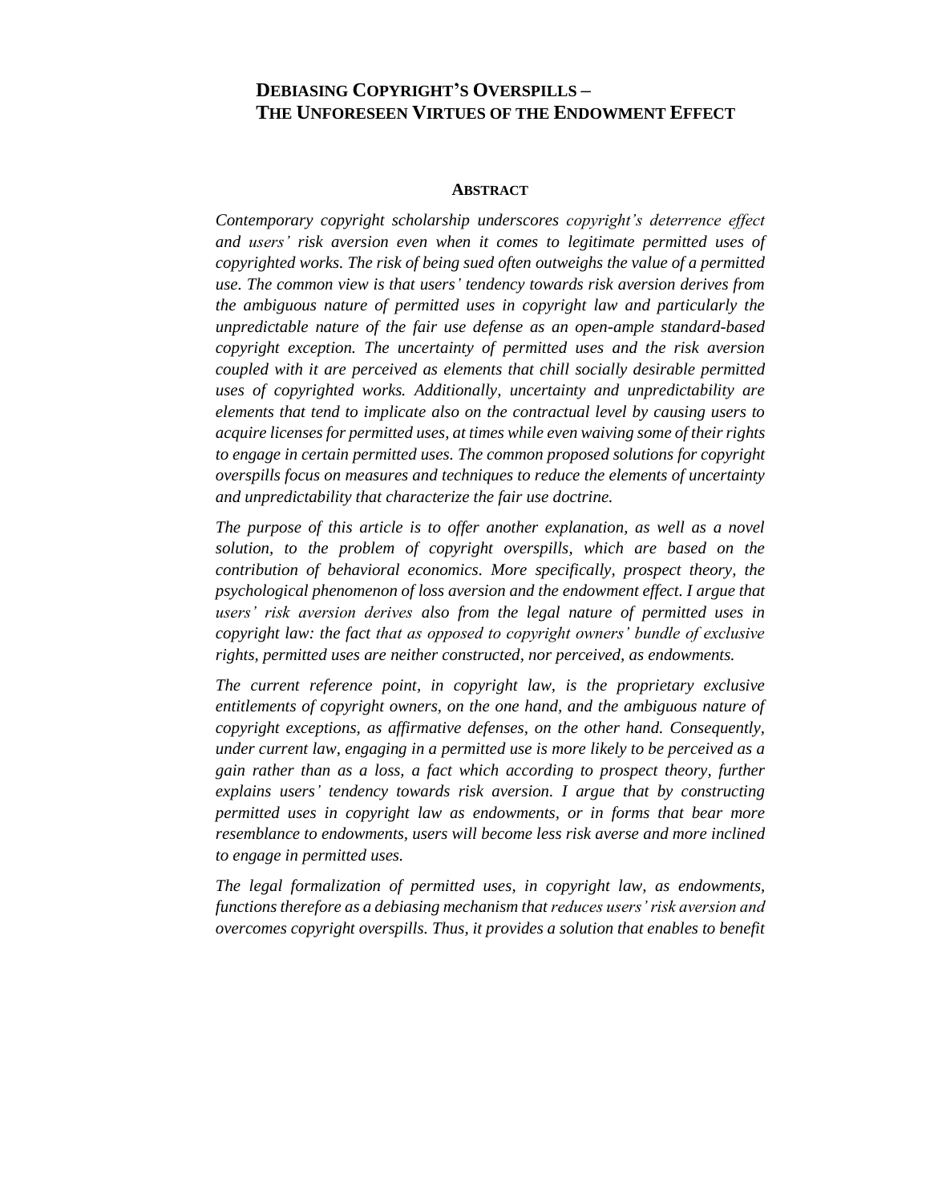# DEBIASING COPYRIGHT'S OVERSPILLS – THE UNFORESEEN VIRTUES OF THE ENDOWMENT EFFECT

## ABSTRACT

*Contemporary copyright scholarship underscores copyright's deterrence effect and users' risk aversion even when it comes to legitimate permitted uses of copyrighted works. The risk of being sued often outweighs the value of a permitted use. The common view is that users' tendency towards risk aversion derives from the ambiguous nature of permitted uses in copyright law and particularly the unpredictable nature of the fair use defense as an open-ample standard-based copyright exception. The uncertainty of permitted uses and the risk aversion coupled with it are perceived as elements that chill socially desirable permitted uses of copyrighted works. Additionally, uncertainty and unpredictability are elements that tend to implicate also on the contractual level by causing users to acquire licenses for permitted uses, at times while even waiving some of their rights to engage in certain permitted uses. The common proposed solutions for copyright overspills focus on measures and techniques to reduce the elements of uncertainty and unpredictability that characterize the fair use doctrine.*

*The purpose of this article is to offer another explanation, as well as a novel solution, to the problem of copyright overspills, which are based on the contribution of behavioral economics. More specifically, prospect theory, the psychological phenomenon of loss aversion and the endowment effect. I argue that users' risk aversion derives also from the legal nature of permitted uses in copyright law: the fact that as opposed to copyright owners' bundle of exclusive rights, permitted uses are neither constructed, nor perceived, as endowments.*

*The current reference point, in copyright law, is the proprietary exclusive entitlements of copyright owners, on the one hand, and the ambiguous nature of copyright exceptions, as affirmative defenses, on the other hand. Consequently, under current law, engaging in a permitted use is more likely to be perceived as a gain rather than as a loss, a fact which according to prospect theory, further explains users' tendency towards risk aversion. I argue that by constructing permitted uses in copyright law as endowments, or in forms that bear more resemblance to endowments, users will become less risk averse and more inclined to engage in permitted uses.*

*The legal formalization of permitted uses, in copyright law, as endowments, functions therefore as a debiasing mechanism that reduces users' risk aversion and overcomes copyright overspills. Thus, it provides a solution that enables to benefit*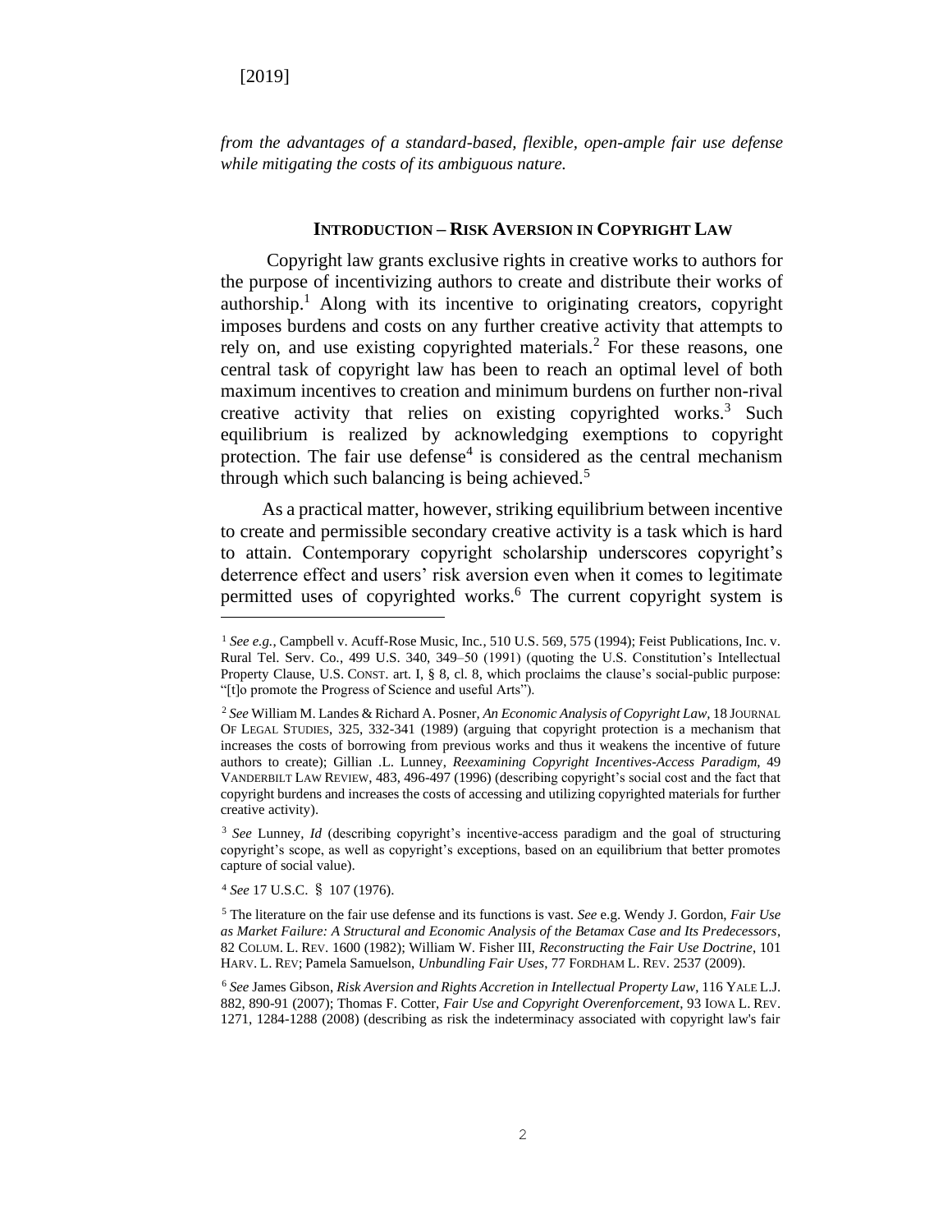*from the advantages of a standard-based, flexible, open-ample fair use defense while mitigating the costs of its ambiguous nature.*

## INTRODUCTION – RISK AVERSION IN COPYRIGHT LAW

Copyright law grants exclusive rights in creative works to authors for the purpose of incentivizing authors to create and distribute their works of authorship.[1] Along with its incentive to originating creators, copyright imposes burdens and costs on any further creative activity that attempts to rely on, and use existing copyrighted materials.[2] For these reasons, one central task of copyright law has been to reach an optimal level of both maximum incentives to creation and minimum burdens on further non-rival creative activity that relies on existing copyrighted works.[3] Such equilibrium is realized by acknowledging exemptions to copyright protection. The fair use defense[4] is considered as the central mechanism through which such balancing is being achieved.[5]

As a practical matter, however, striking equilibrium between incentive to create and permissible secondary creative activity is a task which is hard to attain. Contemporary copyright scholarship underscores copyright's deterrence effect and users' risk aversion even when it comes to legitimate permitted uses of copyrighted works.[6] The current copyright system is

---

[1] *See e.g.*, Campbell v. Acuff-Rose Music, Inc., 510 U.S. 569, 575 (1994); Feist Publications, Inc. v. Rural Tel. Serv. Co., 499 U.S. 340, 349–50 (1991) (quoting the U.S. Constitution's Intellectual Property Clause, U.S. CONST. art. I, § 8, cl. 8, which proclaims the clause's social-public purpose: "[t]o promote the Progress of Science and useful Arts").

[2] *See* William M. Landes & Richard A. Posner, *An Economic Analysis of Copyright Law*, 18 JOURNAL OF LEGAL STUDIES, 325, 332-341 (1989) (arguing that copyright protection is a mechanism that increases the costs of borrowing from previous works and thus it weakens the incentive of future authors to create); Gillian .L. Lunney, *Reexamining Copyright Incentives-Access Paradigm*, 49 VANDERBILT LAW REVIEW, 483, 496-497 (1996) (describing copyright's social cost and the fact that copyright burdens and increases the costs of accessing and utilizing copyrighted materials for further creative activity).

[3] *See* Lunney, *Id* (describing copyright's incentive-access paradigm and the goal of structuring copyright's scope, as well as copyright's exceptions, based on an equilibrium that better promotes capture of social value).

[4] *See* 17 U.S.C. § 107 (1976).

[5] The literature on the fair use defense and its functions is vast. *See* e.g. Wendy J. Gordon, *Fair Use as Market Failure: A Structural and Economic Analysis of the Betamax Case and Its Predecessors*, 82 COLUM. L. REV. 1600 (1982); William W. Fisher III, *Reconstructing the Fair Use Doctrine*, 101 HARV. L. REV; Pamela Samuelson, *Unbundling Fair Uses*, 77 FORDHAM L. REV. 2537 (2009).

[6] *See* James Gibson, *Risk Aversion and Rights Accretion in Intellectual Property Law*, 116 YALE L.J. 882, 890-91 (2007); Thomas F. Cotter, *Fair Use and Copyright Overenforcement*, 93 IOWA L. REV. 1271, 1284-1288 (2008) (describing as risk the indeterminacy associated with copyright law's fair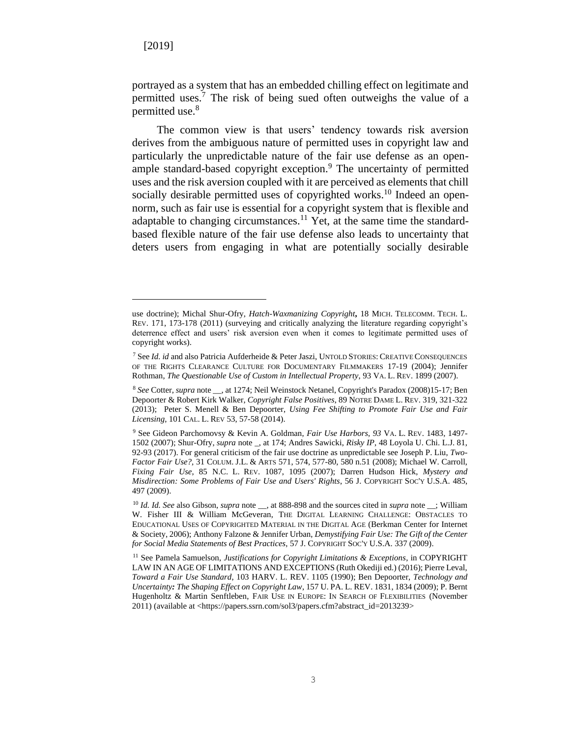portrayed as a system that has an embedded chilling effect on legitimate and permitted uses.[7] The risk of being sued often outweighs the value of a permitted use.[8]

The common view is that users' tendency towards risk aversion derives from the ambiguous nature of permitted uses in copyright law and particularly the unpredictable nature of the fair use defense as an open-ample standard-based copyright exception.[9] The uncertainty of permitted uses and the risk aversion coupled with it are perceived as elements that chill socially desirable permitted uses of copyrighted works.[10] Indeed an open-norm, such as fair use is essential for a copyright system that is flexible and adaptable to changing circumstances.[11] Yet, at the same time the standard-based flexible nature of the fair use defense also leads to uncertainty that deters users from engaging in what are potentially socially desirable

---

use doctrine); Michal Shur-Ofry, ***Hatch-Waxmanizing Copyright***, 18 MICH. TELECOMM. TECH. L. REV. 171, 173-178 (2011) (surveying and critically analyzing the literature regarding copyright's deterrence effect and users' risk aversion even when it comes to legitimate permitted uses of copyright works).

[7] See *Id. id* and also Patricia Aufderheide & Peter Jaszi, UNTOLD STORIES: CREATIVE CONSEQUENCES OF THE RIGHTS CLEARANCE CULTURE FOR DOCUMENTARY FILMMAKERS 17-19 (2004); Jennifer Rothman, *The Questionable Use of Custom in Intellectual Property*, 93 VA. L. REV. 1899 (2007).

[8] *See* Cotter, *supra* note __, at 1274; Neil Weinstock Netanel, Copyright's Paradox (2008)15-17; Ben Depoorter & Robert Kirk Walker, *Copyright False Positives*, 89 NOTRE DAME L. REV. 319, 321-322 (2013); Peter S. Menell & Ben Depoorter, *Using Fee Shifting to Promote Fair Use and Fair Licensing*, 101 CAL. L. REV 53, 57-58 (2014).

[9] See Gideon Parchomovsky & Kevin A. Goldman, *Fair Use Harbors*, *93* VA. L. REV. 1483, 1497-1502 (2007); Shur-Ofry, *supra* note _, at 174; Andres Sawicki, *Risky IP*, 48 Loyola U. Chi. L.J. 81, 92-93 (2017). For general criticism of the fair use doctrine as unpredictable see Joseph P. Liu, *Two-Factor Fair Use?*, 31 COLUM. J.L. & ARTS 571, 574, 577-80, 580 n.51 (2008); Michael W. Carroll, *Fixing Fair Use*, 85 N.C. L. REV. 1087, 1095 (2007); Darren Hudson Hick, *Mystery and Misdirection: Some Problems of Fair Use and Users' Rights*, 56 J. COPYRIGHT SOC'Y U.S.A. 485, 497 (2009).

[10] *Id. Id. See* also Gibson, *supra* note __, at 888-898 and the sources cited in *supra* note __; William W. Fisher III & William McGeveran, THE DIGITAL LEARNING CHALLENGE: OBSTACLES TO EDUCATIONAL USES OF COPYRIGHTED MATERIAL IN THE DIGITAL AGE (Berkman Center for Internet & Society, 2006); Anthony Falzone & Jennifer Urban, *Demystifying Fair Use: The Gift of the Center for Social Media Statements of Best Practices*, 57 J. COPYRIGHT SOC'Y U.S.A. 337 (2009).

[11] See Pamela Samuelson, *Justifications for Copyright Limitations & Exceptions*, in COPYRIGHT LAW IN AN AGE OF LIMITATIONS AND EXCEPTIONS (Ruth Okediji ed.) (2016); Pierre Leval, *Toward a Fair Use Standard*, 103 HARV. L. REV. 1105 (1990); Ben Depoorter, *Technology and Uncertainty: The Shaping Effect on Copyright Law*, 157 U. PA. L. REV. 1831, 1834 (2009); P. Bernt Hugenholtz & Martin Senftleben, FAIR USE IN EUROPE: IN SEARCH OF FLEXIBILITIES (November 2011) (available at <https://papers.ssrn.com/sol3/papers.cfm?abstract_id=2013239>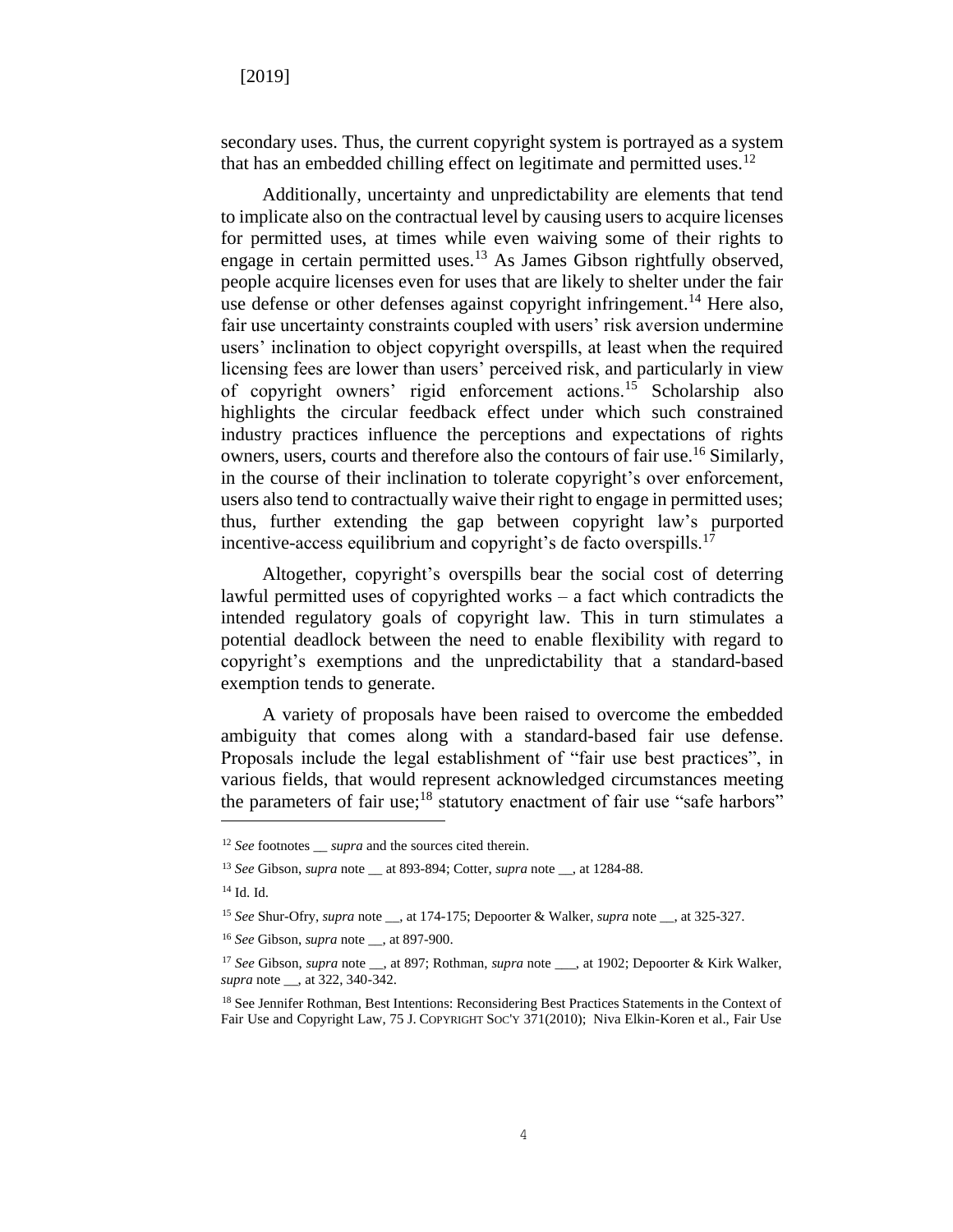secondary uses. Thus, the current copyright system is portrayed as a system that has an embedded chilling effect on legitimate and permitted uses.[12]

Additionally, uncertainty and unpredictability are elements that tend to implicate also on the contractual level by causing users to acquire licenses for permitted uses, at times while even waiving some of their rights to engage in certain permitted uses.[13] As James Gibson rightfully observed, people acquire licenses even for uses that are likely to shelter under the fair use defense or other defenses against copyright infringement.[14] Here also, fair use uncertainty constraints coupled with users' risk aversion undermine users' inclination to object copyright overspills, at least when the required licensing fees are lower than users' perceived risk, and particularly in view of copyright owners' rigid enforcement actions.[15] Scholarship also highlights the circular feedback effect under which such constrained industry practices influence the perceptions and expectations of rights owners, users, courts and therefore also the contours of fair use.[16] Similarly, in the course of their inclination to tolerate copyright's over enforcement, users also tend to contractually waive their right to engage in permitted uses; thus, further extending the gap between copyright law's purported incentive-access equilibrium and copyright's de facto overspills.[17]

Altogether, copyright's overspills bear the social cost of deterring lawful permitted uses of copyrighted works – a fact which contradicts the intended regulatory goals of copyright law. This in turn stimulates a potential deadlock between the need to enable flexibility with regard to copyright's exemptions and the unpredictability that a standard-based exemption tends to generate.

A variety of proposals have been raised to overcome the embedded ambiguity that comes along with a standard-based fair use defense. Proposals include the legal establishment of "fair use best practices", in various fields, that would represent acknowledged circumstances meeting the parameters of fair use;[18] statutory enactment of fair use "safe harbors"

---

[12] *See* footnotes __ *supra* and the sources cited therein.

[13] *See* Gibson, *supra* note __ at 893-894; Cotter, *supra* note __, at 1284-88.

[14] Id. Id.

[15] *See* Shur-Ofry, *supra* note __, at 174-175; Depoorter & Walker, *supra* note __, at 325-327.

[16] *See* Gibson, *supra* note __, at 897-900.

[17] *See* Gibson, *supra* note __, at 897; Rothman, *supra* note ___, at 1902; Depoorter & Kirk Walker, *supra* note __, at 322, 340-342.

[18] See Jennifer Rothman, Best Intentions: Reconsidering Best Practices Statements in the Context of Fair Use and Copyright Law, 75 J. COPYRIGHT SOC'Y 371(2010); Niva Elkin-Koren et al., Fair Use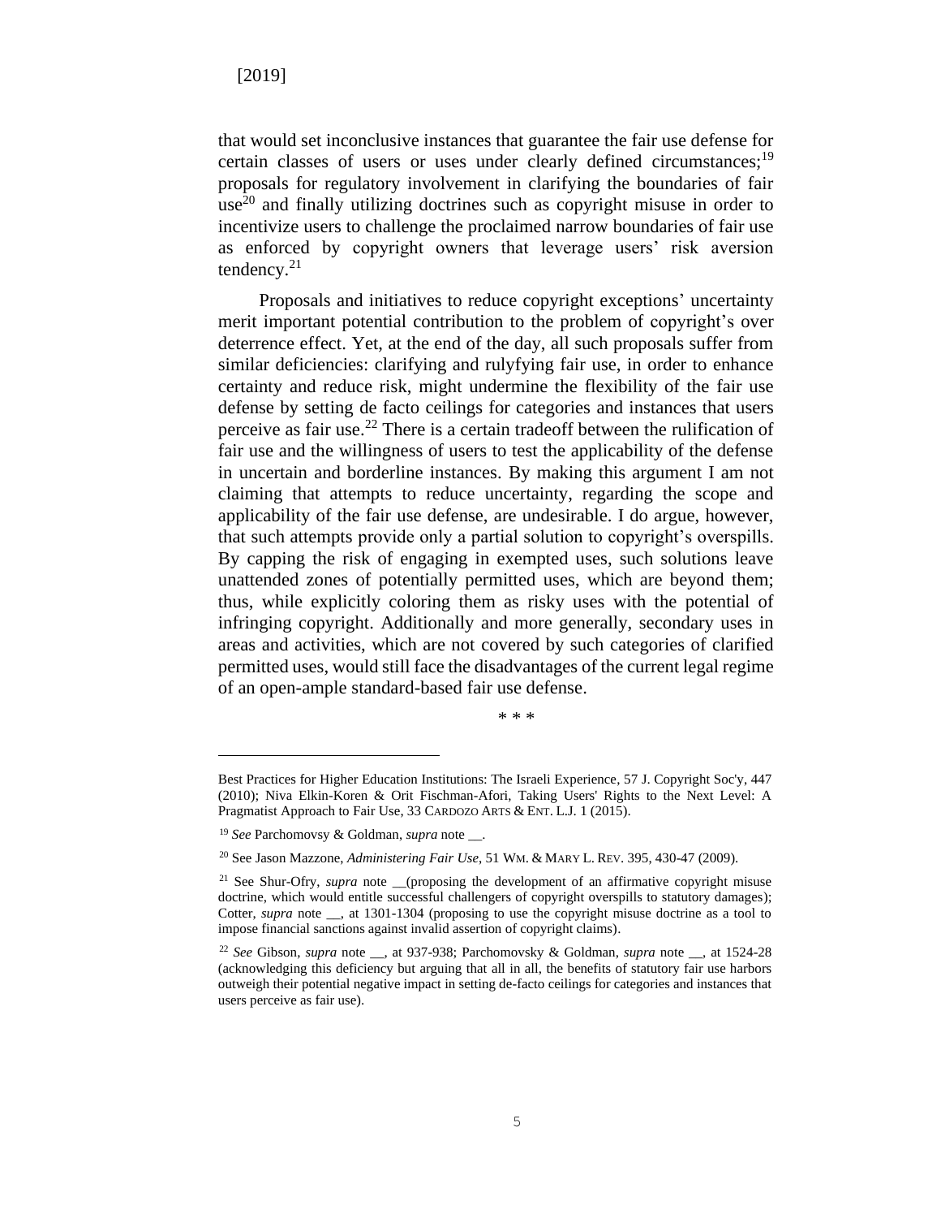that would set inconclusive instances that guarantee the fair use defense for certain classes of users or uses under clearly defined circumstances;[19] proposals for regulatory involvement in clarifying the boundaries of fair use[20] and finally utilizing doctrines such as copyright misuse in order to incentivize users to challenge the proclaimed narrow boundaries of fair use as enforced by copyright owners that leverage users' risk aversion tendency.[21]

Proposals and initiatives to reduce copyright exceptions' uncertainty merit important potential contribution to the problem of copyright's over deterrence effect. Yet, at the end of the day, all such proposals suffer from similar deficiencies: clarifying and rulyfying fair use, in order to enhance certainty and reduce risk, might undermine the flexibility of the fair use defense by setting de facto ceilings for categories and instances that users perceive as fair use.[22] There is a certain tradeoff between the rulification of fair use and the willingness of users to test the applicability of the defense in uncertain and borderline instances. By making this argument I am not claiming that attempts to reduce uncertainty, regarding the scope and applicability of the fair use defense, are undesirable. I do argue, however, that such attempts provide only a partial solution to copyright's overspills. By capping the risk of engaging in exempted uses, such solutions leave unattended zones of potentially permitted uses, which are beyond them; thus, while explicitly coloring them as risky uses with the potential of infringing copyright. Additionally and more generally, secondary uses in areas and activities, which are not covered by such categories of clarified permitted uses, would still face the disadvantages of the current legal regime of an open-ample standard-based fair use defense.

\* \* \*

---

Best Practices for Higher Education Institutions: The Israeli Experience, 57 J. Copyright Soc'y, 447 (2010); Niva Elkin-Koren & Orit Fischman-Afori, Taking Users' Rights to the Next Level: A Pragmatist Approach to Fair Use, 33 CARDOZO ARTS & ENT. L.J. 1 (2015).

[19] *See* Parchomovsy & Goldman, *supra* note __.

[20] See Jason Mazzone, *Administering Fair Use*, 51 WM. & MARY L. REV. 395, 430-47 (2009).

[21] See Shur-Ofry, *supra* note __(proposing the development of an affirmative copyright misuse doctrine, which would entitle successful challengers of copyright overspills to statutory damages); Cotter, *supra* note __, at 1301-1304 (proposing to use the copyright misuse doctrine as a tool to impose financial sanctions against invalid assertion of copyright claims).

[22] *See* Gibson, *supra* note __, at 937-938; Parchomovsky & Goldman, *supra* note __, at 1524-28 (acknowledging this deficiency but arguing that all in all, the benefits of statutory fair use harbors outweigh their potential negative impact in setting de-facto ceilings for categories and instances that users perceive as fair use).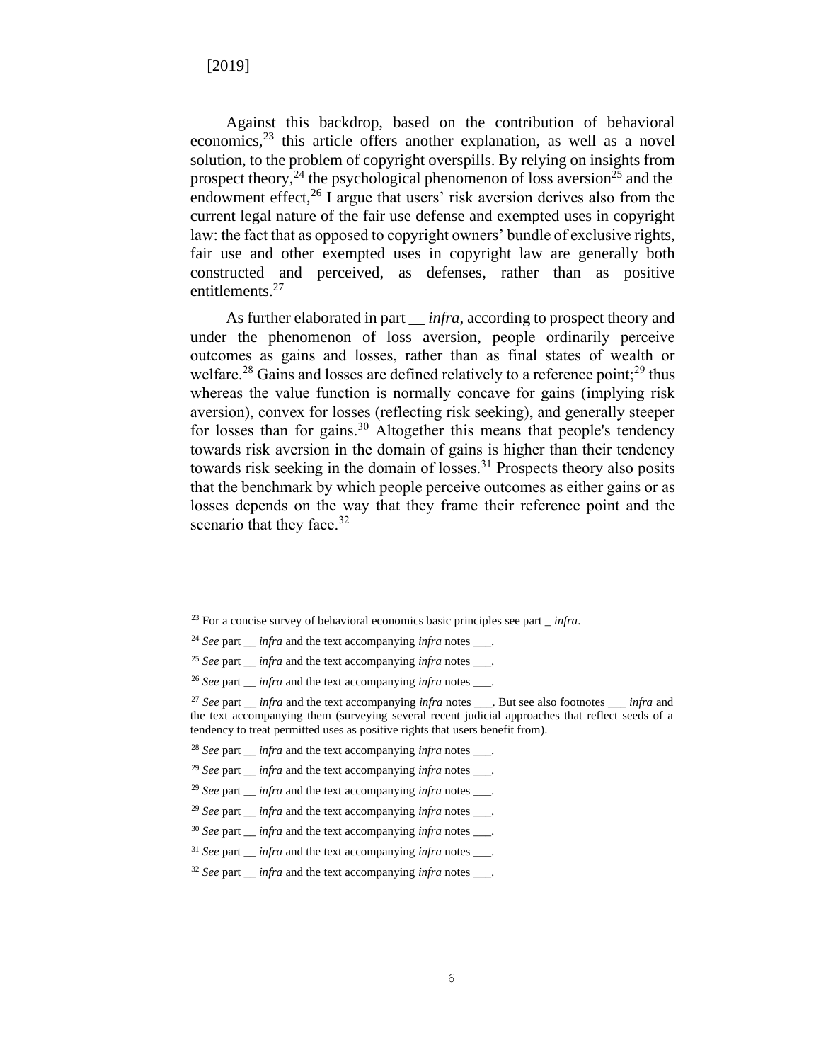Against this backdrop, based on the contribution of behavioral economics,[23] this article offers another explanation, as well as a novel solution, to the problem of copyright overspills. By relying on insights from prospect theory,[24] the psychological phenomenon of loss aversion[25] and the endowment effect,[26] I argue that users' risk aversion derives also from the current legal nature of the fair use defense and exempted uses in copyright law: the fact that as opposed to copyright owners' bundle of exclusive rights, fair use and other exempted uses in copyright law are generally both constructed and perceived, as defenses, rather than as positive entitlements.[27]

As further elaborated in part __ *infra*, according to prospect theory and under the phenomenon of loss aversion, people ordinarily perceive outcomes as gains and losses, rather than as final states of wealth or welfare.[28] Gains and losses are defined relatively to a reference point;[29] thus whereas the value function is normally concave for gains (implying risk aversion), convex for losses (reflecting risk seeking), and generally steeper for losses than for gains.[30] Altogether this means that people's tendency towards risk aversion in the domain of gains is higher than their tendency towards risk seeking in the domain of losses.[31] Prospects theory also posits that the benchmark by which people perceive outcomes as either gains or as losses depends on the way that they frame their reference point and the scenario that they face.[32]

---

[23] For a concise survey of behavioral economics basic principles see part _ *infra*.

[24] *See* part __ *infra* and the text accompanying *infra* notes ___.

[25] *See* part __ *infra* and the text accompanying *infra* notes ___.

[26] *See* part __ *infra* and the text accompanying *infra* notes ___.

[27] *See* part __ *infra* and the text accompanying *infra* notes ___. But see also footnotes ___ *infra* and the text accompanying them (surveying several recent judicial approaches that reflect seeds of a tendency to treat permitted uses as positive rights that users benefit from).

[28] *See* part __ *infra* and the text accompanying *infra* notes ___.

[29] *See* part __ *infra* and the text accompanying *infra* notes ___.

[29] *See* part __ *infra* and the text accompanying *infra* notes ___.

[29] *See* part __ *infra* and the text accompanying *infra* notes ___.

[30] *See* part __ *infra* and the text accompanying *infra* notes ___.

[31] *See* part __ *infra* and the text accompanying *infra* notes ___.

[32] *See* part __ *infra* and the text accompanying *infra* notes ___.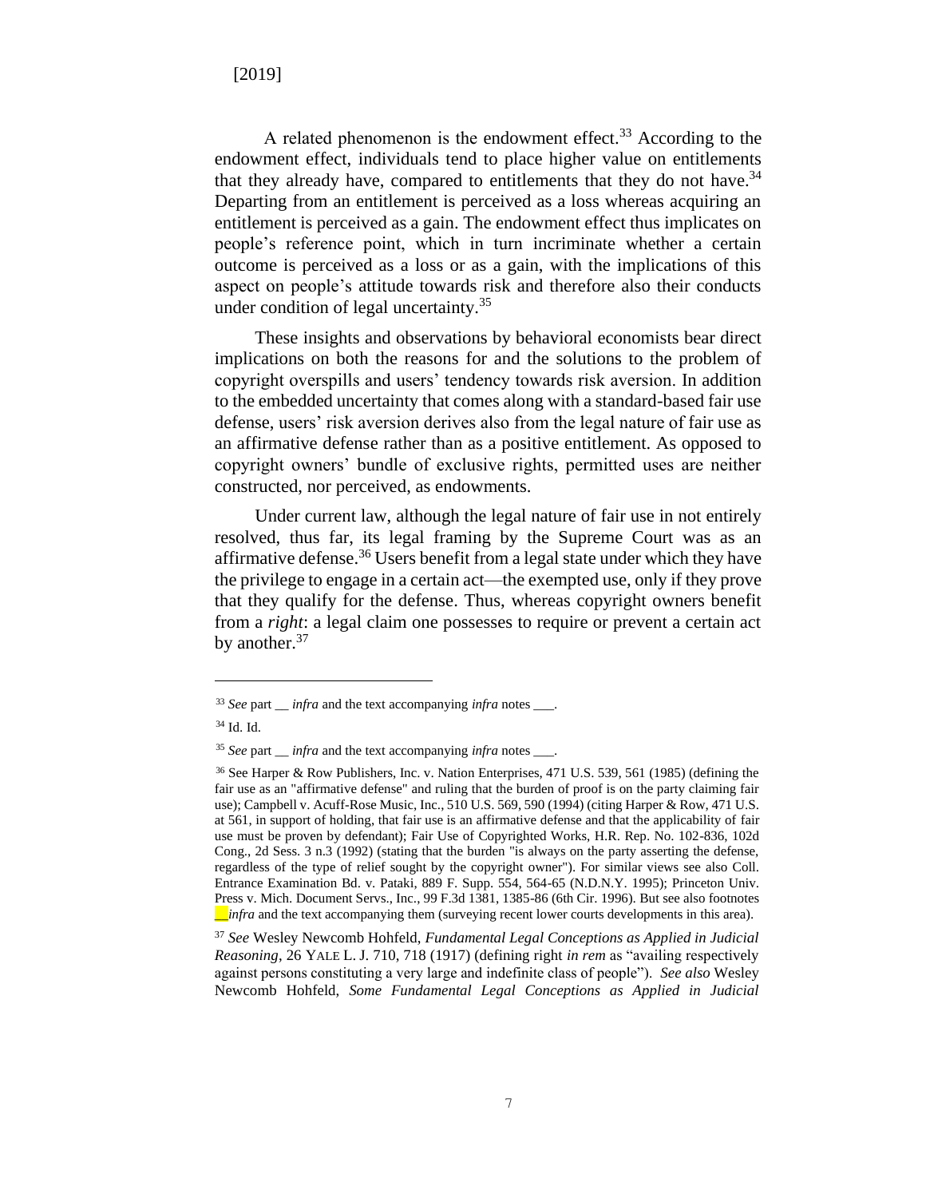A related phenomenon is the endowment effect.[33] According to the endowment effect, individuals tend to place higher value on entitlements that they already have, compared to entitlements that they do not have.[34] Departing from an entitlement is perceived as a loss whereas acquiring an entitlement is perceived as a gain. The endowment effect thus implicates on people's reference point, which in turn incriminate whether a certain outcome is perceived as a loss or as a gain, with the implications of this aspect on people's attitude towards risk and therefore also their conducts under condition of legal uncertainty.[35]

These insights and observations by behavioral economists bear direct implications on both the reasons for and the solutions to the problem of copyright overspills and users' tendency towards risk aversion. In addition to the embedded uncertainty that comes along with a standard-based fair use defense, users' risk aversion derives also from the legal nature of fair use as an affirmative defense rather than as a positive entitlement. As opposed to copyright owners' bundle of exclusive rights, permitted uses are neither constructed, nor perceived, as endowments.

Under current law, although the legal nature of fair use in not entirely resolved, thus far, its legal framing by the Supreme Court was as an affirmative defense.[36] Users benefit from a legal state under which they have the privilege to engage in a certain act—the exempted use, only if they prove that they qualify for the defense. Thus, whereas copyright owners benefit from a *right*: a legal claim one possesses to require or prevent a certain act by another.[37]

---

[33] *See* part __ *infra* and the text accompanying *infra* notes ___.

[34] Id. Id.

[35] *See* part __ *infra* and the text accompanying *infra* notes ___.

[36] See Harper & Row Publishers, Inc. v. Nation Enterprises, 471 U.S. 539, 561 (1985) (defining the fair use as an "affirmative defense" and ruling that the burden of proof is on the party claiming fair use); Campbell v. Acuff-Rose Music, Inc., 510 U.S. 569, 590 (1994) (citing Harper & Row, 471 U.S. at 561, in support of holding, that fair use is an affirmative defense and that the applicability of fair use must be proven by defendant); Fair Use of Copyrighted Works, H.R. Rep. No. 102-836, 102d Cong., 2d Sess. 3 n.3 (1992) (stating that the burden "is always on the party asserting the defense, regardless of the type of relief sought by the copyright owner"). For similar views see also Coll. Entrance Examination Bd. v. Pataki, 889 F. Supp. 554, 564-65 (N.D.N.Y. 1995); Princeton Univ. Press v. Mich. Document Servs., Inc., 99 F.3d 1381, 1385-86 (6th Cir. 1996). But see also footnotes __*infra* and the text accompanying them (surveying recent lower courts developments in this area).

[37] *See* Wesley Newcomb Hohfeld, *Fundamental Legal Conceptions as Applied in Judicial Reasoning*, 26 YALE L. J. 710, 718 (1917) (defining right *in rem* as "availing respectively against persons constituting a very large and indefinite class of people"). *See also* Wesley Newcomb Hohfeld, *Some Fundamental Legal Conceptions as Applied in Judicial*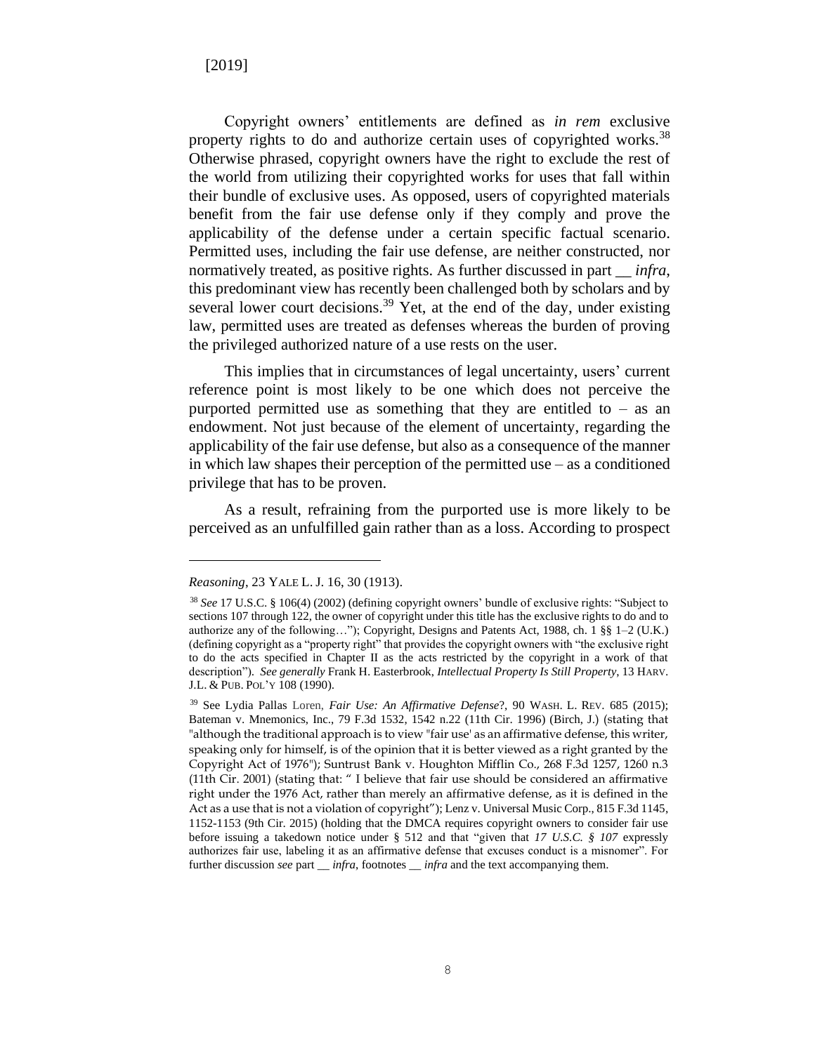Copyright owners' entitlements are defined as *in rem* exclusive property rights to do and authorize certain uses of copyrighted works.[38] Otherwise phrased, copyright owners have the right to exclude the rest of the world from utilizing their copyrighted works for uses that fall within their bundle of exclusive uses. As opposed, users of copyrighted materials benefit from the fair use defense only if they comply and prove the applicability of the defense under a certain specific factual scenario. Permitted uses, including the fair use defense, are neither constructed, nor normatively treated, as positive rights. As further discussed in part __ *infra*, this predominant view has recently been challenged both by scholars and by several lower court decisions.[39] Yet, at the end of the day, under existing law, permitted uses are treated as defenses whereas the burden of proving the privileged authorized nature of a use rests on the user.

This implies that in circumstances of legal uncertainty, users' current reference point is most likely to be one which does not perceive the purported permitted use as something that they are entitled to – as an endowment. Not just because of the element of uncertainty, regarding the applicability of the fair use defense, but also as a consequence of the manner in which law shapes their perception of the permitted use – as a conditioned privilege that has to be proven.

As a result, refraining from the purported use is more likely to be perceived as an unfulfilled gain rather than as a loss. According to prospect

---

*Reasoning*, 23 YALE L. J. 16, 30 (1913).

[38] *See* 17 U.S.C. § 106(4) (2002) (defining copyright owners' bundle of exclusive rights: "Subject to sections 107 through 122, the owner of copyright under this title has the exclusive rights to do and to authorize any of the following…"); Copyright, Designs and Patents Act, 1988, ch. 1 §§ 1–2 (U.K.) (defining copyright as a "property right" that provides the copyright owners with "the exclusive right to do the acts specified in Chapter II as the acts restricted by the copyright in a work of that description"). *See generally* Frank H. Easterbrook, *Intellectual Property Is Still Property*, 13 HARV. J.L. & PUB. POL'Y 108 (1990).

[39] See Lydia Pallas Loren, *Fair Use: An Affirmative Defense*?, 90 WASH. L. REV. 685 (2015); Bateman v. Mnemonics, Inc., 79 F.3d 1532, 1542 n.22 (11th Cir. 1996) (Birch, J.) (stating that "although the traditional approach is to view "fair use' as an affirmative defense, this writer, speaking only for himself, is of the opinion that it is better viewed as a right granted by the Copyright Act of 1976"); Suntrust Bank v. Houghton Mifflin Co., 268 F.3d 1257, 1260 n.3 (11th Cir. 2001) (stating that: " I believe that fair use should be considered an affirmative right under the 1976 Act, rather than merely an affirmative defense, as it is defined in the Act as a use that is not a violation of copyright"); Lenz v. Universal Music Corp., 815 F.3d 1145, 1152-1153 (9th Cir. 2015) (holding that the DMCA requires copyright owners to consider fair use before issuing a takedown notice under § 512 and that "given that *17 U.S.C. § 107* expressly authorizes fair use, labeling it as an affirmative defense that excuses conduct is a misnomer". For further discussion *see* part __ *infra*, footnotes __ *infra* and the text accompanying them.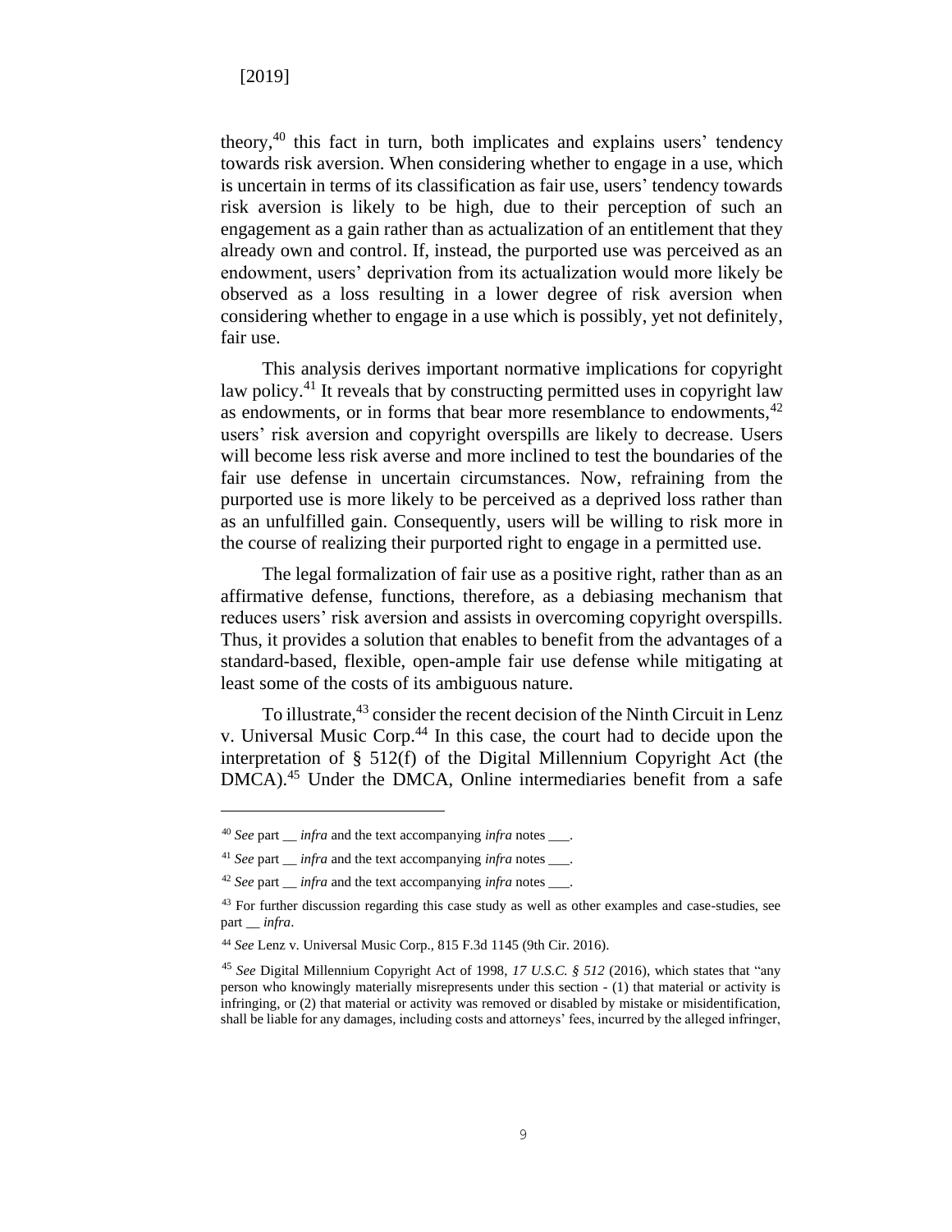theory,[40] this fact in turn, both implicates and explains users' tendency towards risk aversion. When considering whether to engage in a use, which is uncertain in terms of its classification as fair use, users' tendency towards risk aversion is likely to be high, due to their perception of such an engagement as a gain rather than as actualization of an entitlement that they already own and control. If, instead, the purported use was perceived as an endowment, users' deprivation from its actualization would more likely be observed as a loss resulting in a lower degree of risk aversion when considering whether to engage in a use which is possibly, yet not definitely, fair use.

This analysis derives important normative implications for copyright law policy.[41] It reveals that by constructing permitted uses in copyright law as endowments, or in forms that bear more resemblance to endowments,[42] users' risk aversion and copyright overspills are likely to decrease. Users will become less risk averse and more inclined to test the boundaries of the fair use defense in uncertain circumstances. Now, refraining from the purported use is more likely to be perceived as a deprived loss rather than as an unfulfilled gain. Consequently, users will be willing to risk more in the course of realizing their purported right to engage in a permitted use.

The legal formalization of fair use as a positive right, rather than as an affirmative defense, functions, therefore, as a debiasing mechanism that reduces users' risk aversion and assists in overcoming copyright overspills. Thus, it provides a solution that enables to benefit from the advantages of a standard-based, flexible, open-ample fair use defense while mitigating at least some of the costs of its ambiguous nature.

To illustrate,[43] consider the recent decision of the Ninth Circuit in Lenz v. Universal Music Corp.[44] In this case, the court had to decide upon the interpretation of § 512(f) of the Digital Millennium Copyright Act (the DMCA).[45] Under the DMCA, Online intermediaries benefit from a safe

---

[40] *See* part __ *infra* and the text accompanying *infra* notes ___.

[41] *See* part __ *infra* and the text accompanying *infra* notes ___.

[42] *See* part __ *infra* and the text accompanying *infra* notes ___.

[43] For further discussion regarding this case study as well as other examples and case-studies, see part __ *infra*.

[44] *See* Lenz v. Universal Music Corp., 815 F.3d 1145 (9th Cir. 2016).

[45] *See* Digital Millennium Copyright Act of 1998, *17 U.S.C. § 512* (2016), which states that "any person who knowingly materially misrepresents under this section - (1) that material or activity is infringing, or (2) that material or activity was removed or disabled by mistake or misidentification, shall be liable for any damages, including costs and attorneys' fees, incurred by the alleged infringer,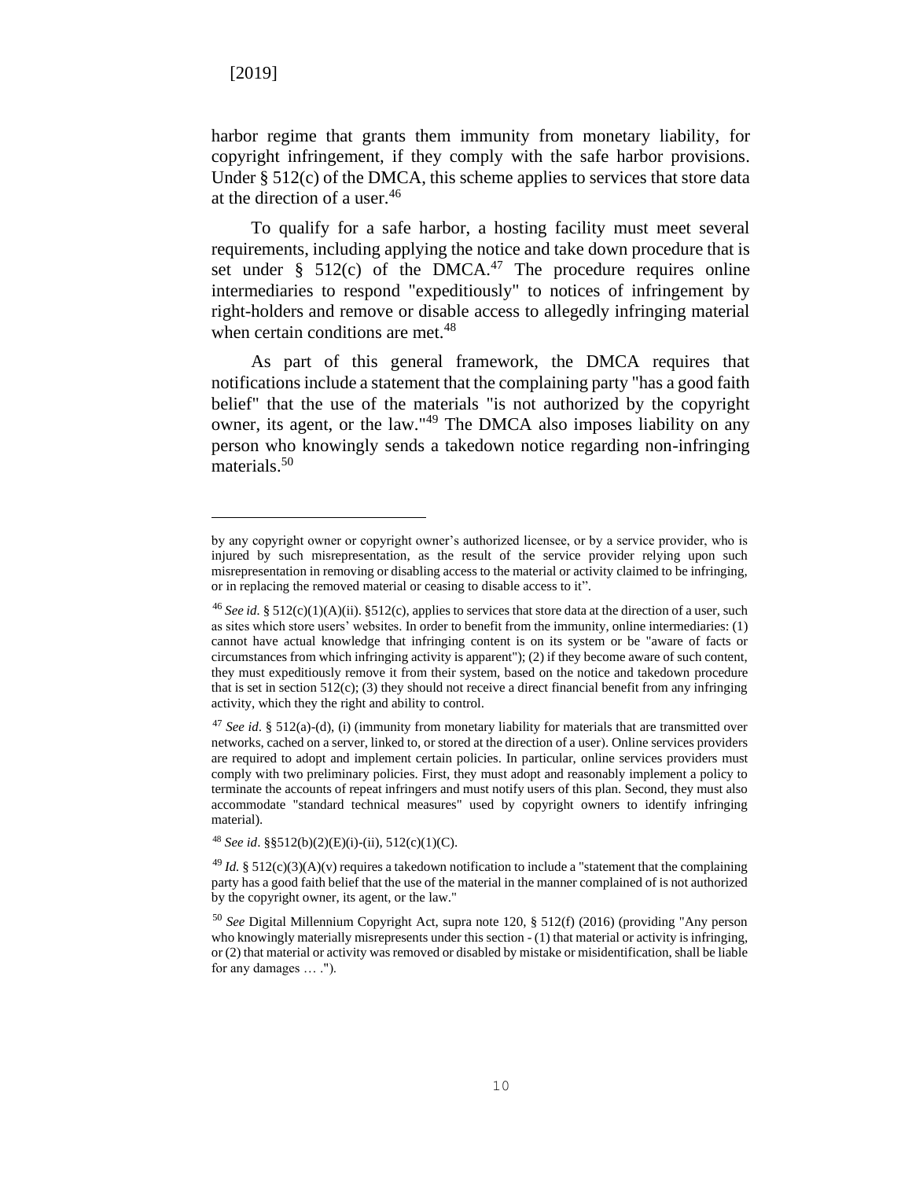harbor regime that grants them immunity from monetary liability, for copyright infringement, if they comply with the safe harbor provisions. Under § 512(c) of the DMCA, this scheme applies to services that store data at the direction of a user.[46]

To qualify for a safe harbor, a hosting facility must meet several requirements, including applying the notice and take down procedure that is set under § 512(c) of the DMCA.[47] The procedure requires online intermediaries to respond "expeditiously" to notices of infringement by right-holders and remove or disable access to allegedly infringing material when certain conditions are met.[48]

As part of this general framework, the DMCA requires that notifications include a statement that the complaining party "has a good faith belief" that the use of the materials "is not authorized by the copyright owner, its agent, or the law."[49] The DMCA also imposes liability on any person who knowingly sends a takedown notice regarding non-infringing materials.[50]

---

by any copyright owner or copyright owner's authorized licensee, or by a service provider, who is injured by such misrepresentation, as the result of the service provider relying upon such misrepresentation in removing or disabling access to the material or activity claimed to be infringing, or in replacing the removed material or ceasing to disable access to it".

[46] *See id.* § 512(c)(1)(A)(ii). §512(c), applies to services that store data at the direction of a user, such as sites which store users' websites. In order to benefit from the immunity, online intermediaries: (1) cannot have actual knowledge that infringing content is on its system or be "aware of facts or circumstances from which infringing activity is apparent"); (2) if they become aware of such content, they must expeditiously remove it from their system, based on the notice and takedown procedure that is set in section 512(c); (3) they should not receive a direct financial benefit from any infringing activity, which they the right and ability to control.

[47] *See id*. § 512(a)-(d), (i) (immunity from monetary liability for materials that are transmitted over networks, cached on a server, linked to, or stored at the direction of a user). Online services providers are required to adopt and implement certain policies. In particular, online services providers must comply with two preliminary policies. First, they must adopt and reasonably implement a policy to terminate the accounts of repeat infringers and must notify users of this plan. Second, they must also accommodate "standard technical measures" used by copyright owners to identify infringing material).

[48] *See id*. §§512(b)(2)(E)(i)-(ii), 512(c)(1)(C).

[49] *Id.* § 512(c)(3)(A)(v) requires a takedown notification to include a "statement that the complaining party has a good faith belief that the use of the material in the manner complained of is not authorized by the copyright owner, its agent, or the law."

[50] *See* Digital Millennium Copyright Act, supra note 120, § 512(f) (2016) (providing "Any person who knowingly materially misrepresents under this section - (1) that material or activity is infringing, or (2) that material or activity was removed or disabled by mistake or misidentification, shall be liable for any damages … .").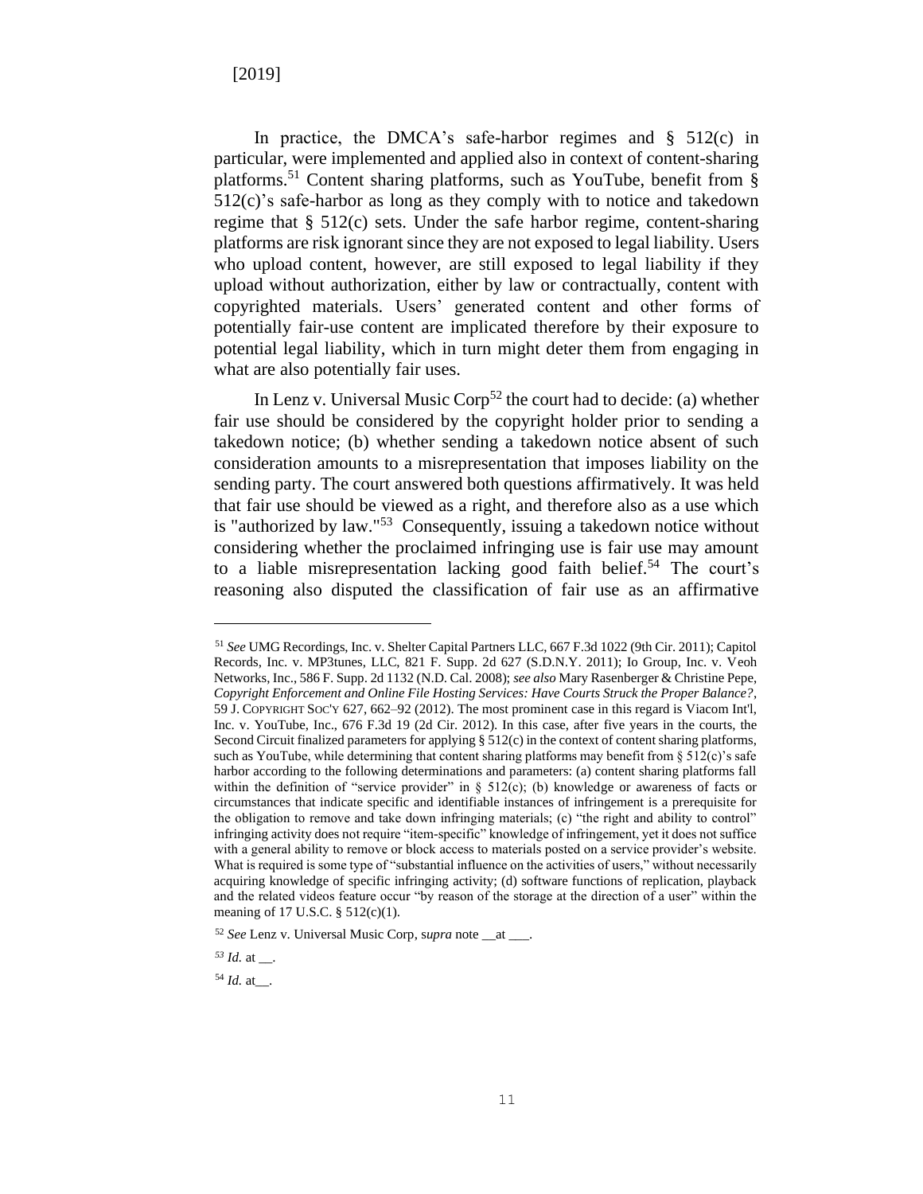In practice, the DMCA's safe-harbor regimes and § 512(c) in particular, were implemented and applied also in context of content-sharing platforms.[51] Content sharing platforms, such as YouTube, benefit from § 512(c)'s safe-harbor as long as they comply with to notice and takedown regime that § 512(c) sets. Under the safe harbor regime, content-sharing platforms are risk ignorant since they are not exposed to legal liability. Users who upload content, however, are still exposed to legal liability if they upload without authorization, either by law or contractually, content with copyrighted materials. Users' generated content and other forms of potentially fair-use content are implicated therefore by their exposure to potential legal liability, which in turn might deter them from engaging in what are also potentially fair uses.

In Lenz v. Universal Music Corp[52] the court had to decide: (a) whether fair use should be considered by the copyright holder prior to sending a takedown notice; (b) whether sending a takedown notice absent of such consideration amounts to a misrepresentation that imposes liability on the sending party. The court answered both questions affirmatively. It was held that fair use should be viewed as a right, and therefore also as a use which is "authorized by law."[53] Consequently, issuing a takedown notice without considering whether the proclaimed infringing use is fair use may amount to a liable misrepresentation lacking good faith belief.[54] The court's reasoning also disputed the classification of fair use as an affirmative

---

[51] *See* UMG Recordings, Inc. v. Shelter Capital Partners LLC, 667 F.3d 1022 (9th Cir. 2011); Capitol Records, Inc. v. MP3tunes, LLC, 821 F. Supp. 2d 627 (S.D.N.Y. 2011); Io Group, Inc. v. Veoh Networks, Inc., 586 F. Supp. 2d 1132 (N.D. Cal. 2008); *see also* Mary Rasenberger & Christine Pepe, *Copyright Enforcement and Online File Hosting Services: Have Courts Struck the Proper Balance?*, 59 J. COPYRIGHT SOC'Y 627, 662–92 (2012). The most prominent case in this regard is Viacom Int'l, Inc. v. YouTube, Inc., 676 F.3d 19 (2d Cir. 2012). In this case, after five years in the courts, the Second Circuit finalized parameters for applying § 512(c) in the context of content sharing platforms, such as YouTube, while determining that content sharing platforms may benefit from § 512(c)'s safe harbor according to the following determinations and parameters: (a) content sharing platforms fall within the definition of "service provider" in § 512(c); (b) knowledge or awareness of facts or circumstances that indicate specific and identifiable instances of infringement is a prerequisite for the obligation to remove and take down infringing materials; (c) "the right and ability to control" infringing activity does not require "item-specific" knowledge of infringement, yet it does not suffice with a general ability to remove or block access to materials posted on a service provider's website. What is required is some type of "substantial influence on the activities of users," without necessarily acquiring knowledge of specific infringing activity; (d) software functions of replication, playback and the related videos feature occur "by reason of the storage at the direction of a user" within the meaning of 17 U.S.C. § 512(c)(1).

[52] *See* Lenz v. Universal Music Corp, *supra* note __at ___.

[53] *Id.* at __.

[54] *Id.* at__.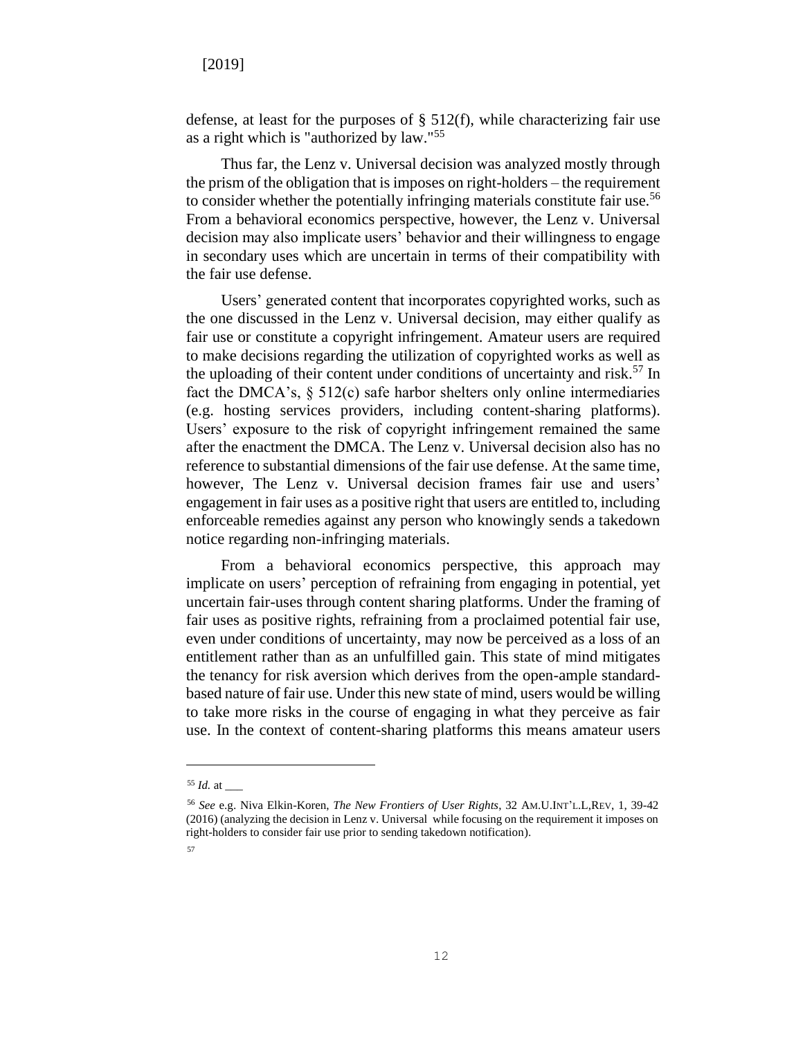defense, at least for the purposes of § 512(f), while characterizing fair use as a right which is "authorized by law."[55]

Thus far, the Lenz v. Universal decision was analyzed mostly through the prism of the obligation that is imposes on right-holders – the requirement to consider whether the potentially infringing materials constitute fair use.[56] From a behavioral economics perspective, however, the Lenz v. Universal decision may also implicate users' behavior and their willingness to engage in secondary uses which are uncertain in terms of their compatibility with the fair use defense.

Users' generated content that incorporates copyrighted works, such as the one discussed in the Lenz v. Universal decision, may either qualify as fair use or constitute a copyright infringement. Amateur users are required to make decisions regarding the utilization of copyrighted works as well as the uploading of their content under conditions of uncertainty and risk.[57] In fact the DMCA's, § 512(c) safe harbor shelters only online intermediaries (e.g. hosting services providers, including content-sharing platforms). Users' exposure to the risk of copyright infringement remained the same after the enactment the DMCA. The Lenz v. Universal decision also has no reference to substantial dimensions of the fair use defense. At the same time, however, The Lenz v. Universal decision frames fair use and users' engagement in fair uses as a positive right that users are entitled to, including enforceable remedies against any person who knowingly sends a takedown notice regarding non-infringing materials.

From a behavioral economics perspective, this approach may implicate on users' perception of refraining from engaging in potential, yet uncertain fair-uses through content sharing platforms. Under the framing of fair uses as positive rights, refraining from a proclaimed potential fair use, even under conditions of uncertainty, may now be perceived as a loss of an entitlement rather than as an unfulfilled gain. This state of mind mitigates the tenancy for risk aversion which derives from the open-ample standard-based nature of fair use. Under this new state of mind, users would be willing to take more risks in the course of engaging in what they perceive as fair use. In the context of content-sharing platforms this means amateur users

---

[55] *Id.* at ___

[56] *See* e.g. Niva Elkin-Koren, *The New Frontiers of User Rights*, 32 AM.U.INT'L.L,REV, 1, 39-42 (2016) (analyzing the decision in Lenz v. Universal while focusing on the requirement it imposes on right-holders to consider fair use prior to sending takedown notification).

[57]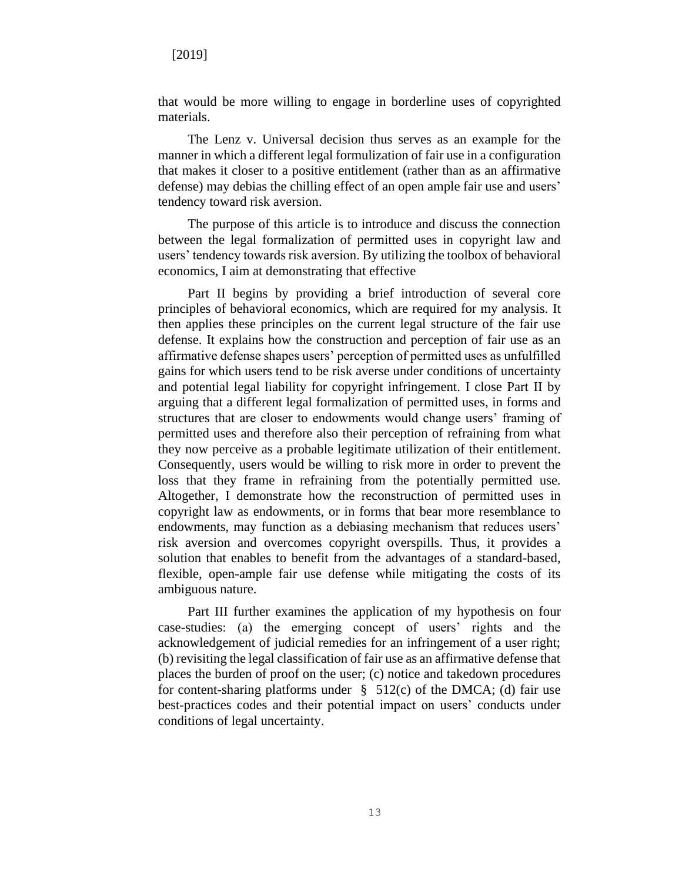that would be more willing to engage in borderline uses of copyrighted materials.

The Lenz v. Universal decision thus serves as an example for the manner in which a different legal formulization of fair use in a configuration that makes it closer to a positive entitlement (rather than as an affirmative defense) may debias the chilling effect of an open ample fair use and users' tendency toward risk aversion.

The purpose of this article is to introduce and discuss the connection between the legal formalization of permitted uses in copyright law and users' tendency towards risk aversion. By utilizing the toolbox of behavioral economics, I aim at demonstrating that effective

Part II begins by providing a brief introduction of several core principles of behavioral economics, which are required for my analysis. It then applies these principles on the current legal structure of the fair use defense. It explains how the construction and perception of fair use as an affirmative defense shapes users' perception of permitted uses as unfulfilled gains for which users tend to be risk averse under conditions of uncertainty and potential legal liability for copyright infringement. I close Part II by arguing that a different legal formalization of permitted uses, in forms and structures that are closer to endowments would change users' framing of permitted uses and therefore also their perception of refraining from what they now perceive as a probable legitimate utilization of their entitlement. Consequently, users would be willing to risk more in order to prevent the loss that they frame in refraining from the potentially permitted use. Altogether, I demonstrate how the reconstruction of permitted uses in copyright law as endowments, or in forms that bear more resemblance to endowments, may function as a debiasing mechanism that reduces users' risk aversion and overcomes copyright overspills. Thus, it provides a solution that enables to benefit from the advantages of a standard-based, flexible, open-ample fair use defense while mitigating the costs of its ambiguous nature.

Part III further examines the application of my hypothesis on four case-studies: (a) the emerging concept of users' rights and the acknowledgement of judicial remedies for an infringement of a user right; (b) revisiting the legal classification of fair use as an affirmative defense that places the burden of proof on the user; (c) notice and takedown procedures for content-sharing platforms under § 512(c) of the DMCA; (d) fair use best-practices codes and their potential impact on users' conducts under conditions of legal uncertainty.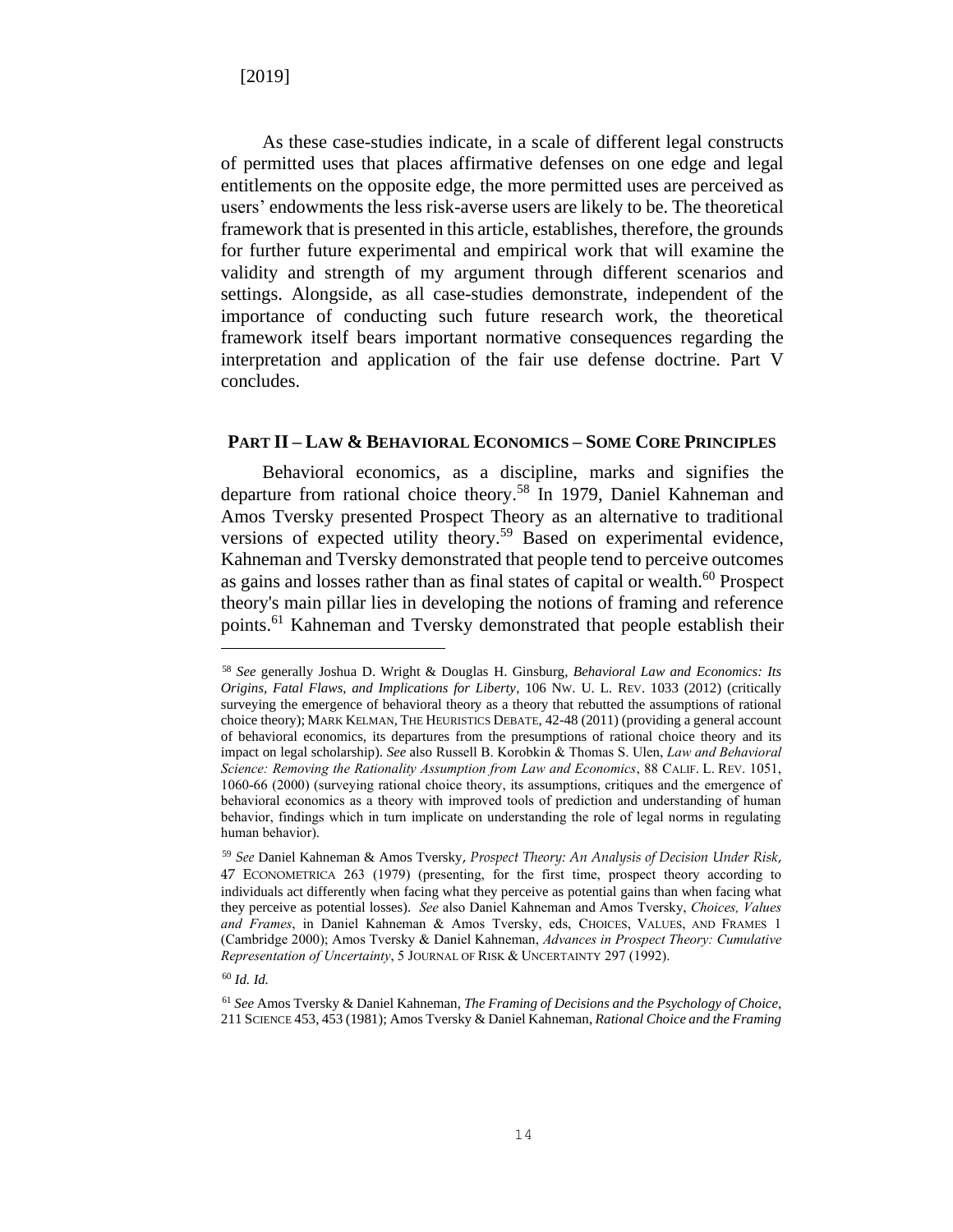As these case-studies indicate, in a scale of different legal constructs of permitted uses that places affirmative defenses on one edge and legal entitlements on the opposite edge, the more permitted uses are perceived as users' endowments the less risk-averse users are likely to be. The theoretical framework that is presented in this article, establishes, therefore, the grounds for further future experimental and empirical work that will examine the validity and strength of my argument through different scenarios and settings. Alongside, as all case-studies demonstrate, independent of the importance of conducting such future research work, the theoretical framework itself bears important normative consequences regarding the interpretation and application of the fair use defense doctrine. Part V concludes.

## PART II – LAW & BEHAVIORAL ECONOMICS – SOME CORE PRINCIPLES

Behavioral economics, as a discipline, marks and signifies the departure from rational choice theory.[58] In 1979, Daniel Kahneman and Amos Tversky presented Prospect Theory as an alternative to traditional versions of expected utility theory.[59] Based on experimental evidence, Kahneman and Tversky demonstrated that people tend to perceive outcomes as gains and losses rather than as final states of capital or wealth.[60] Prospect theory's main pillar lies in developing the notions of framing and reference points.[61] Kahneman and Tversky demonstrated that people establish their

---

[58] *See* generally Joshua D. Wright & Douglas H. Ginsburg, *Behavioral Law and Economics: Its Origins, Fatal Flaws, and Implications for Liberty*, 106 NW. U. L. REV. 1033 (2012) (critically surveying the emergence of behavioral theory as a theory that rebutted the assumptions of rational choice theory); MARK KELMAN, THE HEURISTICS DEBATE, 42-48 (2011) (providing a general account of behavioral economics, its departures from the presumptions of rational choice theory and its impact on legal scholarship). *See* also Russell B. Korobkin & Thomas S. Ulen, *Law and Behavioral Science: Removing the Rationality Assumption from Law and Economics*, 88 CALIF. L. REV. 1051, 1060-66 (2000) (surveying rational choice theory, its assumptions, critiques and the emergence of behavioral economics as a theory with improved tools of prediction and understanding of human behavior, findings which in turn implicate on understanding the role of legal norms in regulating human behavior).

[59] *See* Daniel Kahneman & Amos Tversky, *Prospect Theory: An Analysis of Decision Under Risk*, 47 ECONOMETRICA 263 (1979) (presenting, for the first time, prospect theory according to individuals act differently when facing what they perceive as potential gains than when facing what they perceive as potential losses). *See* also Daniel Kahneman and Amos Tversky, *Choices, Values and Frames*, in Daniel Kahneman & Amos Tversky, eds, CHOICES, VALUES, AND FRAMES 1 (Cambridge 2000); Amos Tversky & Daniel Kahneman, *Advances in Prospect Theory: Cumulative Representation of Uncertainty*, 5 JOURNAL OF RISK & UNCERTAINTY 297 (1992).

[60] *Id. Id.*

[61] *See* Amos Tversky & Daniel Kahneman, *The Framing of Decisions and the Psychology of Choice*, 211 SCIENCE 453, 453 (1981); Amos Tversky & Daniel Kahneman, *Rational Choice and the Framing*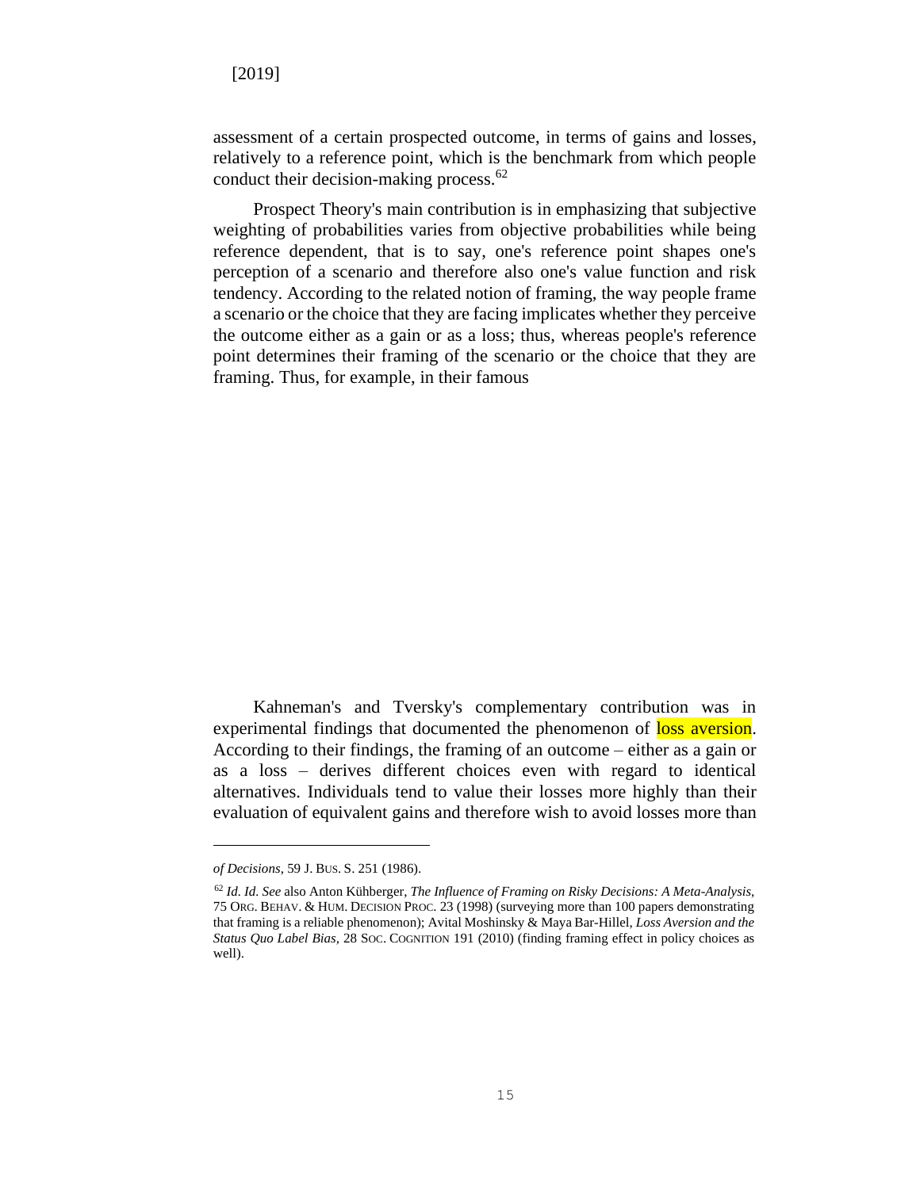assessment of a certain prospected outcome, in terms of gains and losses, relatively to a reference point, which is the benchmark from which people conduct their decision-making process.[62]

Prospect Theory's main contribution is in emphasizing that subjective weighting of probabilities varies from objective probabilities while being reference dependent, that is to say, one's reference point shapes one's perception of a scenario and therefore also one's value function and risk tendency. According to the related notion of framing, the way people frame a scenario or the choice that they are facing implicates whether they perceive the outcome either as a gain or as a loss; thus, whereas people's reference point determines their framing of the scenario or the choice that they are framing. Thus, for example, in their famous

Kahneman's and Tversky's complementary contribution was in experimental findings that documented the phenomenon of loss aversion. According to their findings, the framing of an outcome – either as a gain or as a loss – derives different choices even with regard to identical alternatives. Individuals tend to value their losses more highly than their evaluation of equivalent gains and therefore wish to avoid losses more than

---

*of Decisions*, 59 J. BUS. S. 251 (1986).

[62] *Id. Id. See* also Anton Kühberger, *The Influence of Framing on Risky Decisions: A Meta-Analysis*, 75 ORG. BEHAV. & HUM. DECISION PROC. 23 (1998) (surveying more than 100 papers demonstrating that framing is a reliable phenomenon); Avital Moshinsky & Maya Bar-Hillel, *Loss Aversion and the Status Quo Label Bias*, 28 SOC. COGNITION 191 (2010) (finding framing effect in policy choices as well).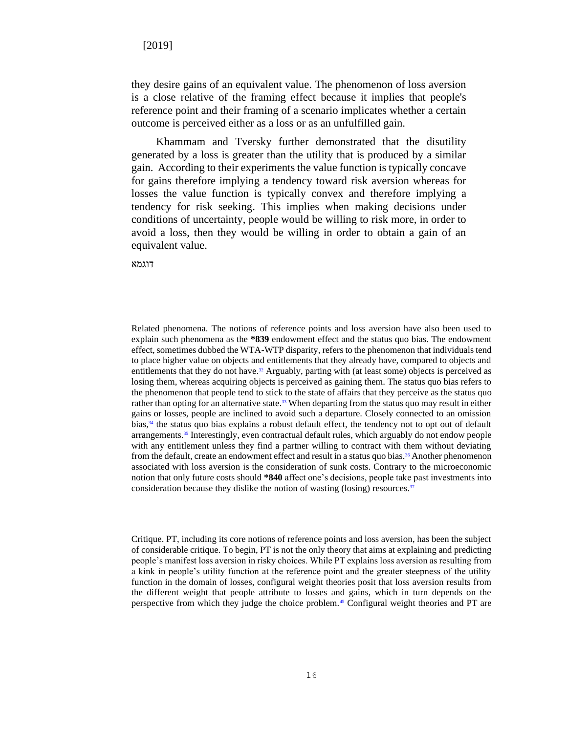they desire gains of an equivalent value. The phenomenon of loss aversion is a close relative of the framing effect because it implies that people's reference point and their framing of a scenario implicates whether a certain outcome is perceived either as a loss or as an unfulfilled gain.

Khammam and Tversky further demonstrated that the disutility generated by a loss is greater than the utility that is produced by a similar gain. According to their experiments the value function is typically concave for gains therefore implying a tendency toward risk aversion whereas for losses the value function is typically convex and therefore implying a tendency for risk seeking. This implies when making decisions under conditions of uncertainty, people would be willing to risk more, in order to avoid a loss, then they would be willing in order to obtain a gain of an equivalent value.

דוגמא

Related phenomena. The notions of reference points and loss aversion have also been used to explain such phenomena as the **\*839** endowment effect and the status quo bias. The endowment effect, sometimes dubbed the WTA-WTP disparity, refers to the phenomenon that individuals tend to place higher value on objects and entitlements that they already have, compared to objects and entitlements that they do not have.[32] Arguably, parting with (at least some) objects is perceived as losing them, whereas acquiring objects is perceived as gaining them. The status quo bias refers to the phenomenon that people tend to stick to the state of affairs that they perceive as the status quo rather than opting for an alternative state.[33] When departing from the status quo may result in either gains or losses, people are inclined to avoid such a departure. Closely connected to an omission bias,[34] the status quo bias explains a robust default effect, the tendency not to opt out of default arrangements.[35] Interestingly, even contractual default rules, which arguably do not endow people with any entitlement unless they find a partner willing to contract with them without deviating from the default, create an endowment effect and result in a status quo bias.[36] Another phenomenon associated with loss aversion is the consideration of sunk costs. Contrary to the microeconomic notion that only future costs should **\*840** affect one's decisions, people take past investments into consideration because they dislike the notion of wasting (losing) resources.[37]

Critique. PT, including its core notions of reference points and loss aversion, has been the subject of considerable critique. To begin, PT is not the only theory that aims at explaining and predicting people's manifest loss aversion in risky choices. While PT explains loss aversion as resulting from a kink in people's utility function at the reference point and the greater steepness of the utility function in the domain of losses, configural weight theories posit that loss aversion results from the different weight that people attribute to losses and gains, which in turn depends on the perspective from which they judge the choice problem.[45] Configural weight theories and PT are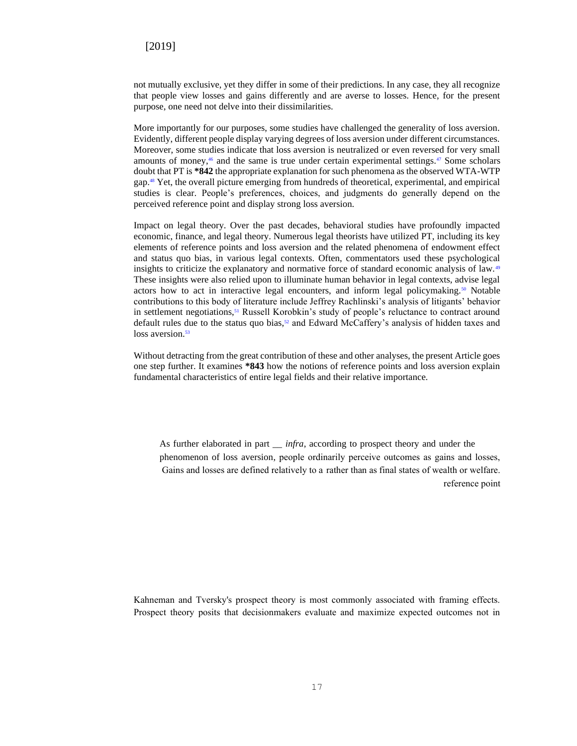not mutually exclusive, yet they differ in some of their predictions. In any case, they all recognize that people view losses and gains differently and are averse to losses. Hence, for the present purpose, one need not delve into their dissimilarities.

More importantly for our purposes, some studies have challenged the generality of loss aversion. Evidently, different people display varying degrees of loss aversion under different circumstances. Moreover, some studies indicate that loss aversion is neutralized or even reversed for very small amounts of money,[46] and the same is true under certain experimental settings.[47] Some scholars doubt that PT is **\*842** the appropriate explanation for such phenomena as the observed WTA-WTP gap.[48] Yet, the overall picture emerging from hundreds of theoretical, experimental, and empirical studies is clear. People's preferences, choices, and judgments do generally depend on the perceived reference point and display strong loss aversion.

Impact on legal theory. Over the past decades, behavioral studies have profoundly impacted economic, finance, and legal theory. Numerous legal theorists have utilized PT, including its key elements of reference points and loss aversion and the related phenomena of endowment effect and status quo bias, in various legal contexts. Often, commentators used these psychological insights to criticize the explanatory and normative force of standard economic analysis of law.[49] These insights were also relied upon to illuminate human behavior in legal contexts, advise legal actors how to act in interactive legal encounters, and inform legal policymaking.[50] Notable contributions to this body of literature include Jeffrey Rachlinski's analysis of litigants' behavior in settlement negotiations,[51] Russell Korobkin's study of people's reluctance to contract around default rules due to the status quo bias,[52] and Edward McCaffery's analysis of hidden taxes and loss aversion.[53]

Without detracting from the great contribution of these and other analyses, the present Article goes one step further. It examines **\*843** how the notions of reference points and loss aversion explain fundamental characteristics of entire legal fields and their relative importance.

As further elaborated in part __ *infra*, according to prospect theory and under the phenomenon of loss aversion, people ordinarily perceive outcomes as gains and losses, Gains and losses are defined relatively to a reference point rather than as final states of wealth or welfare.

Kahneman and Tversky's prospect theory is most commonly associated with framing effects. Prospect theory posits that decisionmakers evaluate and maximize expected outcomes not in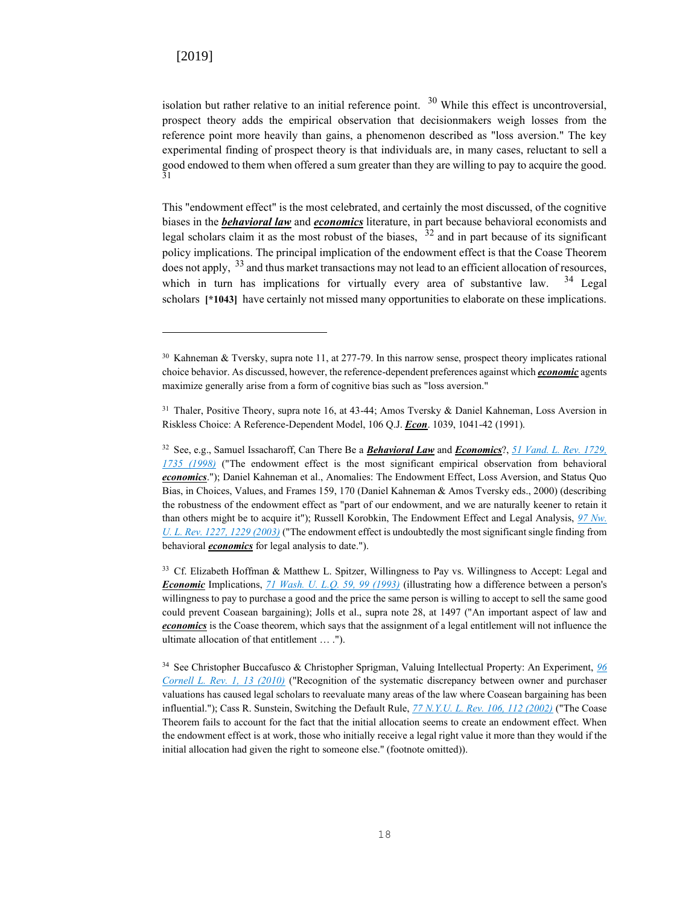isolation but rather relative to an initial reference point. [30] While this effect is uncontroversial, prospect theory adds the empirical observation that decisionmakers weigh losses from the reference point more heavily than gains, a phenomenon described as "loss aversion." The key experimental finding of prospect theory is that individuals are, in many cases, reluctant to sell a good endowed to them when offered a sum greater than they are willing to pay to acquire the good. [31]

This "endowment effect" is the most celebrated, and certainly the most discussed, of the cognitive biases in the ***behavioral law*** and ***economics*** literature, in part because behavioral economists and legal scholars claim it as the most robust of the biases, [32] and in part because of its significant policy implications. The principal implication of the endowment effect is that the Coase Theorem does not apply, [33] and thus market transactions may not lead to an efficient allocation of resources, which in turn has implications for virtually every area of substantive law. [34] Legal scholars **[*1043]** have certainly not missed many opportunities to elaborate on these implications.

---

[30] Kahneman & Tversky, supra note 11, at 277-79. In this narrow sense, prospect theory implicates rational choice behavior. As discussed, however, the reference-dependent preferences against which ***economic*** agents maximize generally arise from a form of cognitive bias such as "loss aversion."

[31] Thaler, Positive Theory, supra note 16, at 43-44; Amos Tversky & Daniel Kahneman, Loss Aversion in Riskless Choice: A Reference-Dependent Model, 106 Q.J. ***Econ***. 1039, 1041-42 (1991).

[32] See, e.g., Samuel Issacharoff, Can There Be a ***Behavioral Law*** and ***Economics***?, *51 Vand. L. Rev. 1729, 1735 (1998)* ("The endowment effect is the most significant empirical observation from behavioral ***economics***."); Daniel Kahneman et al., Anomalies: The Endowment Effect, Loss Aversion, and Status Quo Bias, in Choices, Values, and Frames 159, 170 (Daniel Kahneman & Amos Tversky eds., 2000) (describing the robustness of the endowment effect as "part of our endowment, and we are naturally keener to retain it than others might be to acquire it"); Russell Korobkin, The Endowment Effect and Legal Analysis, *97 Nw. U. L. Rev. 1227, 1229 (2003)* ("The endowment effect is undoubtedly the most significant single finding from behavioral ***economics*** for legal analysis to date.").

[33] Cf. Elizabeth Hoffman & Matthew L. Spitzer, Willingness to Pay vs. Willingness to Accept: Legal and ***Economic*** Implications, *71 Wash. U. L.Q. 59, 99 (1993)* (illustrating how a difference between a person's willingness to pay to purchase a good and the price the same person is willing to accept to sell the same good could prevent Coasean bargaining); Jolls et al., supra note 28, at 1497 ("An important aspect of law and ***economics*** is the Coase theorem, which says that the assignment of a legal entitlement will not influence the ultimate allocation of that entitlement … .").

[34] See Christopher Buccafusco & Christopher Sprigman, Valuing Intellectual Property: An Experiment, *96 Cornell L. Rev. 1, 13 (2010)* ("Recognition of the systematic discrepancy between owner and purchaser valuations has caused legal scholars to reevaluate many areas of the law where Coasean bargaining has been influential."); Cass R. Sunstein, Switching the Default Rule, *77 N.Y.U. L. Rev. 106, 112 (2002)* ("The Coase Theorem fails to account for the fact that the initial allocation seems to create an endowment effect. When the endowment effect is at work, those who initially receive a legal right value it more than they would if the initial allocation had given the right to someone else." (footnote omitted)).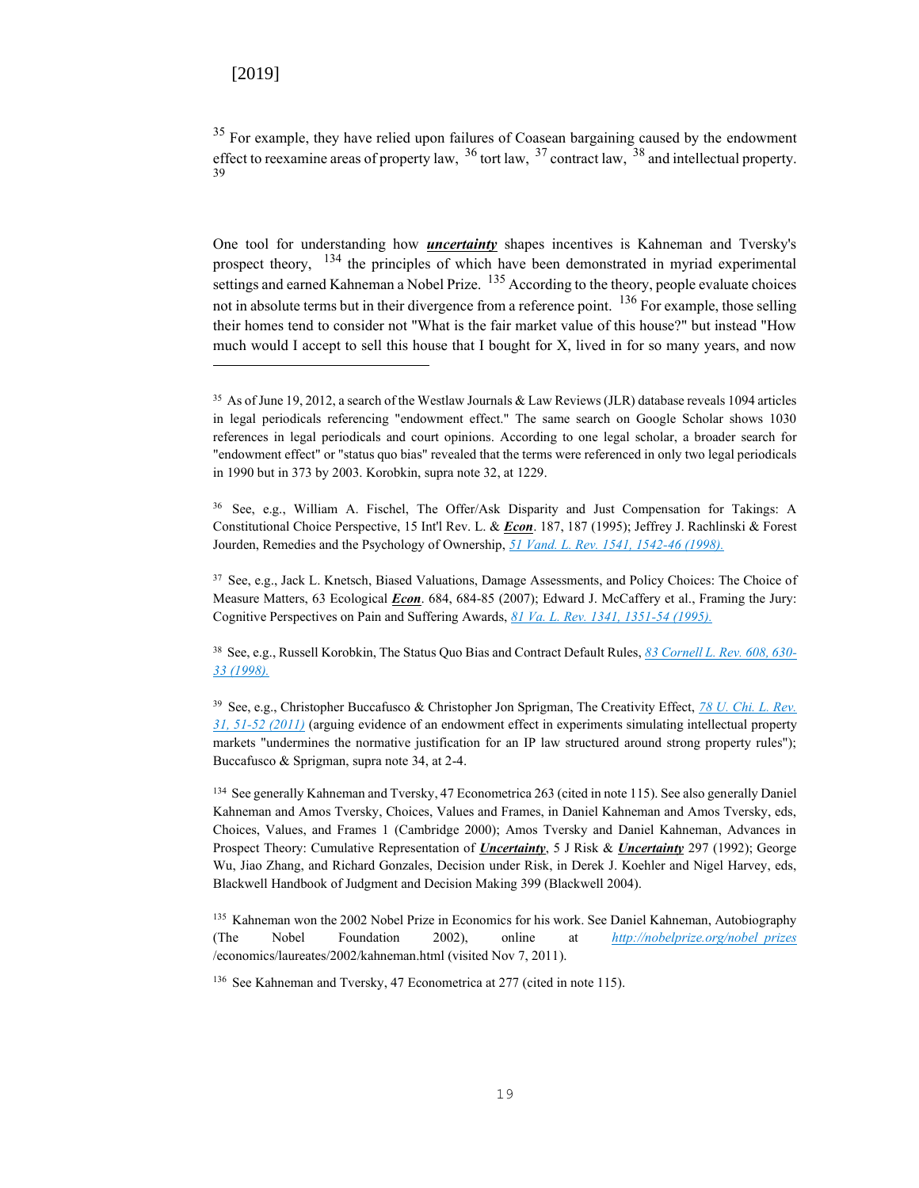[2019]

[35] For example, they have relied upon failures of Coasean bargaining caused by the endowment effect to reexamine areas of property law, [36] tort law, [37] contract law, [38] and intellectual property. [39]

One tool for understanding how ***uncertainty*** shapes incentives is Kahneman and Tversky's prospect theory, [134] the principles of which have been demonstrated in myriad experimental settings and earned Kahneman a Nobel Prize. [135] According to the theory, people evaluate choices not in absolute terms but in their divergence from a reference point. [136] For example, those selling their homes tend to consider not "What is the fair market value of this house?" but instead "How much would I accept to sell this house that I bought for X, lived in for so many years, and now

---

[35] As of June 19, 2012, a search of the Westlaw Journals & Law Reviews (JLR) database reveals 1094 articles in legal periodicals referencing "endowment effect." The same search on Google Scholar shows 1030 references in legal periodicals and court opinions. According to one legal scholar, a broader search for "endowment effect" or "status quo bias" revealed that the terms were referenced in only two legal periodicals in 1990 but in 373 by 2003. Korobkin, supra note 32, at 1229.

[36] See, e.g., William A. Fischel, The Offer/Ask Disparity and Just Compensation for Takings: A Constitutional Choice Perspective, 15 Int'l Rev. L. & ***Econ***. 187, 187 (1995); Jeffrey J. Rachlinski & Forest Jourden, Remedies and the Psychology of Ownership, *51 Vand. L. Rev. 1541, 1542-46 (1998).*

[37] See, e.g., Jack L. Knetsch, Biased Valuations, Damage Assessments, and Policy Choices: The Choice of Measure Matters, 63 Ecological ***Econ***. 684, 684-85 (2007); Edward J. McCaffery et al., Framing the Jury: Cognitive Perspectives on Pain and Suffering Awards, *81 Va. L. Rev. 1341, 1351-54 (1995).*

[38] See, e.g., Russell Korobkin, The Status Quo Bias and Contract Default Rules, *83 Cornell L. Rev. 608, 630-33 (1998).*

[39] See, e.g., Christopher Buccafusco & Christopher Jon Sprigman, The Creativity Effect, *78 U. Chi. L. Rev. 31, 51-52 (2011)* (arguing evidence of an endowment effect in experiments simulating intellectual property markets "undermines the normative justification for an IP law structured around strong property rules"); Buccafusco & Sprigman, supra note 34, at 2-4.

[134] See generally Kahneman and Tversky, 47 Econometrica 263 (cited in note 115). See also generally Daniel Kahneman and Amos Tversky, Choices, Values and Frames, in Daniel Kahneman and Amos Tversky, eds, Choices, Values, and Frames 1 (Cambridge 2000); Amos Tversky and Daniel Kahneman, Advances in Prospect Theory: Cumulative Representation of ***Uncertainty***, 5 J Risk & ***Uncertainty*** 297 (1992); George Wu, Jiao Zhang, and Richard Gonzales, Decision under Risk, in Derek J. Koehler and Nigel Harvey, eds, Blackwell Handbook of Judgment and Decision Making 399 (Blackwell 2004).

[135] Kahneman won the 2002 Nobel Prize in Economics for his work. See Daniel Kahneman, Autobiography (The Nobel Foundation 2002), online at *http://nobelprize.org/nobel_prizes* /economics/laureates/2002/kahneman.html (visited Nov 7, 2011).

[136] See Kahneman and Tversky, 47 Econometrica at 277 (cited in note 115).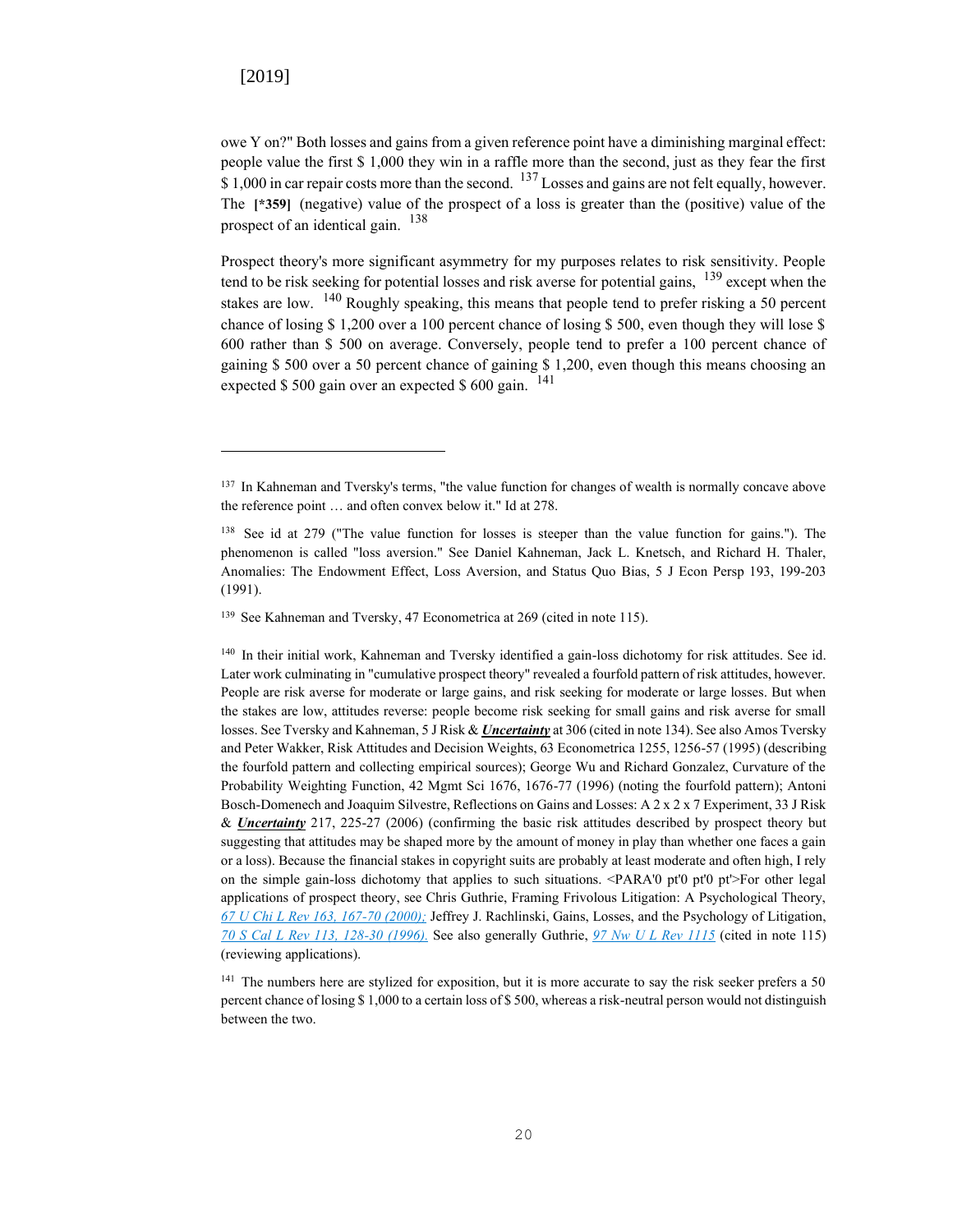owe Y on?" Both losses and gains from a given reference point have a diminishing marginal effect: people value the first $ 1,000 they win in a raffle more than the second, just as they fear the first $ 1,000 in car repair costs more than the second. [137] Losses and gains are not felt equally, however. The **[*359]** (negative) value of the prospect of a loss is greater than the (positive) value of the prospect of an identical gain. [138]

Prospect theory's more significant asymmetry for my purposes relates to risk sensitivity. People tend to be risk seeking for potential losses and risk averse for potential gains, [139] except when the stakes are low. [140] Roughly speaking, this means that people tend to prefer risking a 50 percent chance of losing $ 1,200 over a 100 percent chance of losing $ 500, even though they will lose $ 600 rather than $ 500 on average. Conversely, people tend to prefer a 100 percent chance of gaining $ 500 over a 50 percent chance of gaining $ 1,200, even though this means choosing an expected $ 500 gain over an expected $ 600 gain. [141]

---

[137] In Kahneman and Tversky's terms, "the value function for changes of wealth is normally concave above the reference point … and often convex below it." Id at 278.

[138] See id at 279 ("The value function for losses is steeper than the value function for gains."). The phenomenon is called "loss aversion." See Daniel Kahneman, Jack L. Knetsch, and Richard H. Thaler, Anomalies: The Endowment Effect, Loss Aversion, and Status Quo Bias, 5 J Econ Persp 193, 199-203 (1991).

[139] See Kahneman and Tversky, 47 Econometrica at 269 (cited in note 115).

[140] In their initial work, Kahneman and Tversky identified a gain-loss dichotomy for risk attitudes. See id. Later work culminating in "cumulative prospect theory" revealed a fourfold pattern of risk attitudes, however. People are risk averse for moderate or large gains, and risk seeking for moderate or large losses. But when the stakes are low, attitudes reverse: people become risk seeking for small gains and risk averse for small losses. See Tversky and Kahneman, 5 J Risk & ***Uncertainty*** at 306 (cited in note 134). See also Amos Tversky and Peter Wakker, Risk Attitudes and Decision Weights, 63 Econometrica 1255, 1256-57 (1995) (describing the fourfold pattern and collecting empirical sources); George Wu and Richard Gonzalez, Curvature of the Probability Weighting Function, 42 Mgmt Sci 1676, 1676-77 (1996) (noting the fourfold pattern); Antoni Bosch-Domenech and Joaquim Silvestre, Reflections on Gains and Losses: A 2 x 2 x 7 Experiment, 33 J Risk & ***Uncertainty*** 217, 225-27 (2006) (confirming the basic risk attitudes described by prospect theory but suggesting that attitudes may be shaped more by the amount of money in play than whether one faces a gain or a loss). Because the financial stakes in copyright suits are probably at least moderate and often high, I rely on the simple gain-loss dichotomy that applies to such situations. <PARA'0 pt'0 pt'0 pt'>For other legal applications of prospect theory, see Chris Guthrie, Framing Frivolous Litigation: A Psychological Theory, *67 U Chi L Rev 163, 167-70 (2000);* Jeffrey J. Rachlinski, Gains, Losses, and the Psychology of Litigation, *70 S Cal L Rev 113, 128-30 (1996).* See also generally Guthrie, *97 Nw U L Rev 1115* (cited in note 115) (reviewing applications).

[141] The numbers here are stylized for exposition, but it is more accurate to say the risk seeker prefers a 50 percent chance of losing $ 1,000 to a certain loss of $ 500, whereas a risk-neutral person would not distinguish between the two.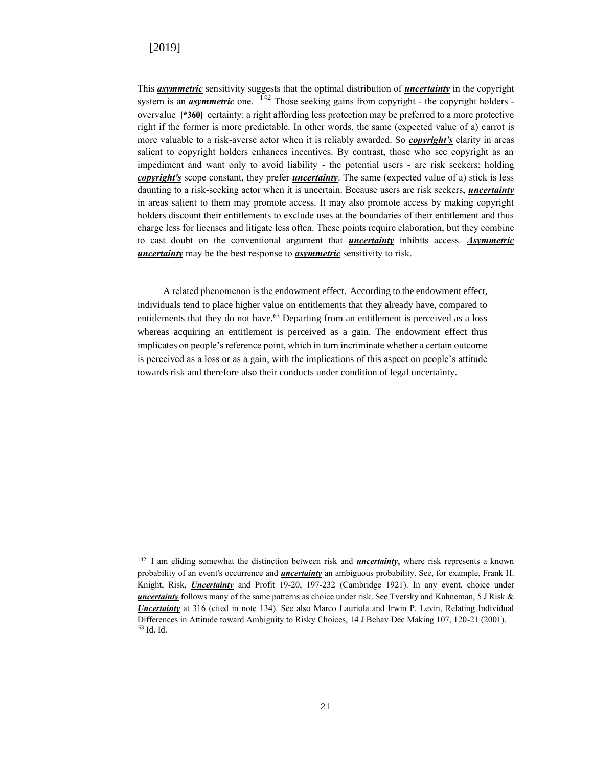This ***asymmetric*** sensitivity suggests that the optimal distribution of ***uncertainty*** in the copyright system is an ***asymmetric*** one. [142] Those seeking gains from copyright - the copyright holders - overvalue **[*360]** certainty: a right affording less protection may be preferred to a more protective right if the former is more predictable. In other words, the same (expected value of a) carrot is more valuable to a risk-averse actor when it is reliably awarded. So ***copyright's*** clarity in areas salient to copyright holders enhances incentives. By contrast, those who see copyright as an impediment and want only to avoid liability - the potential users - are risk seekers: holding ***copyright's*** scope constant, they prefer ***uncertainty***. The same (expected value of a) stick is less daunting to a risk-seeking actor when it is uncertain. Because users are risk seekers, ***uncertainty*** in areas salient to them may promote access. It may also promote access by making copyright holders discount their entitlements to exclude uses at the boundaries of their entitlement and thus charge less for licenses and litigate less often. These points require elaboration, but they combine to cast doubt on the conventional argument that ***uncertainty*** inhibits access. ***Asymmetric uncertainty*** may be the best response to ***asymmetric*** sensitivity to risk.

A related phenomenon is the endowment effect. According to the endowment effect, individuals tend to place higher value on entitlements that they already have, compared to entitlements that they do not have.[63] Departing from an entitlement is perceived as a loss whereas acquiring an entitlement is perceived as a gain. The endowment effect thus implicates on people's reference point, which in turn incriminate whether a certain outcome is perceived as a loss or as a gain, with the implications of this aspect on people's attitude towards risk and therefore also their conducts under condition of legal uncertainty.

---

[142] I am eliding somewhat the distinction between risk and ***uncertainty***, where risk represents a known probability of an event's occurrence and ***uncertainty*** an ambiguous probability. See, for example, Frank H. Knight, Risk, ***Uncertainty*** and Profit 19-20, 197-232 (Cambridge 1921). In any event, choice under ***uncertainty*** follows many of the same patterns as choice under risk. See Tversky and Kahneman, 5 J Risk & ***Uncertainty*** at 316 (cited in note 134). See also Marco Lauriola and Irwin P. Levin, Relating Individual Differences in Attitude toward Ambiguity to Risky Choices, 14 J Behav Dec Making 107, 120-21 (2001).

[63] Id. Id.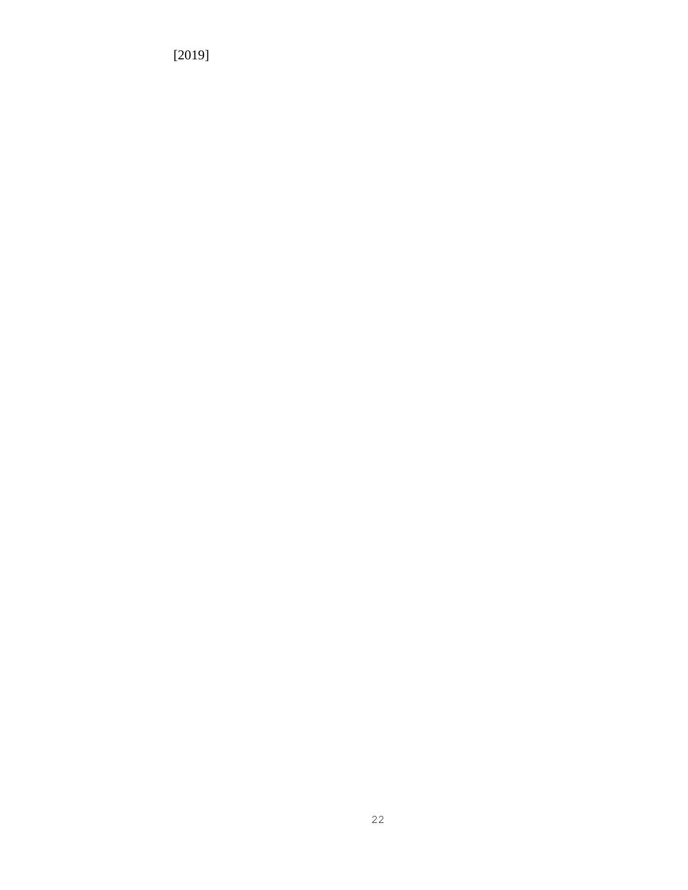[2019]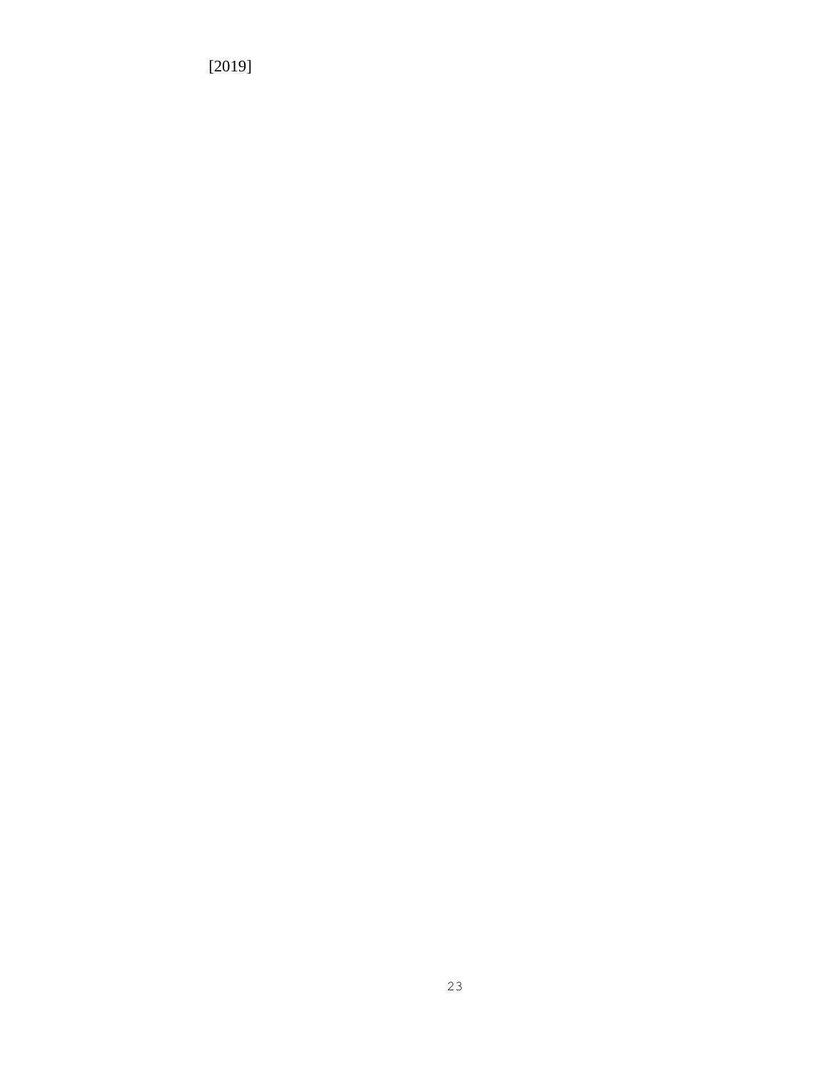[2019]